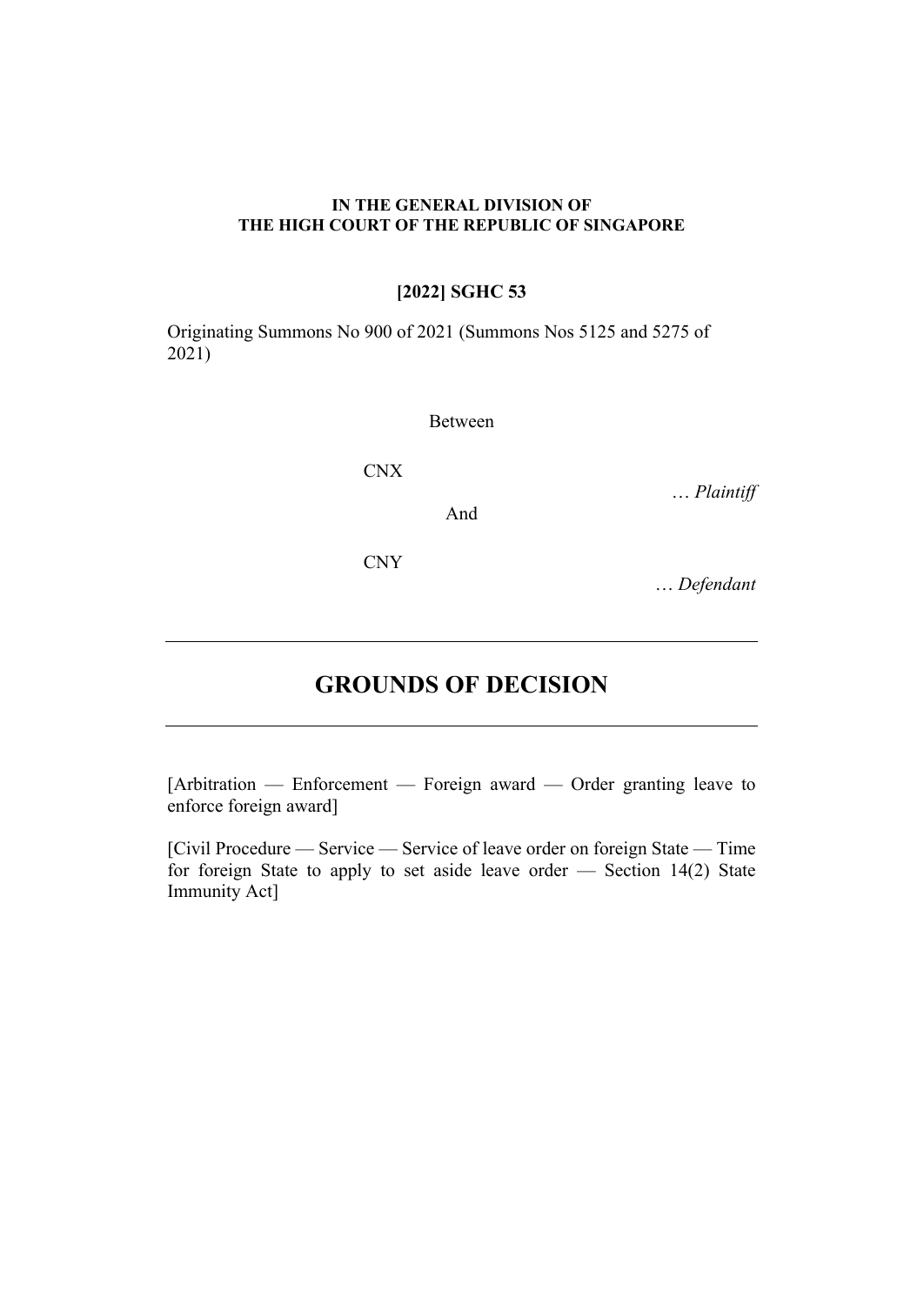**IN THE GENERAL DIVISION OF**
**THE HIGH COURT OF THE REPUBLIC OF SINGAPORE**

**[2022] SGHC 53**

Originating Summons No 900 of 2021 (Summonses Nos 5125 and 5275 of 2021)

Between

CNX

… *Plaintiff*

And

CNY

… *Defendant*

---

# GROUNDS OF DECISION

---

[Arbitration — Enforcement — Foreign award — Order granting leave to enforce foreign award]

[Civil Procedure — Service — Service of leave order on foreign State — Time for foreign State to apply to set aside leave order — Section 14(2) State Immunity Act]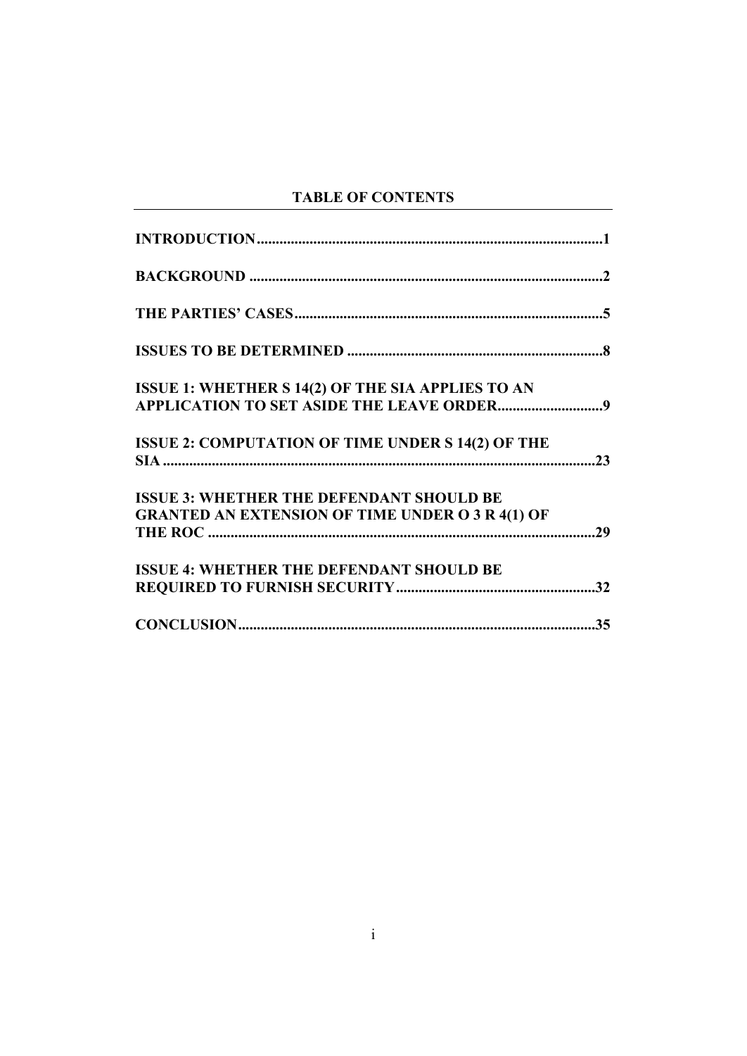## TABLE OF CONTENTS

**INTRODUCTION** .......... **1**

**BACKGROUND** .......... **2**

**THE PARTIES' CASES** .......... **5**

**ISSUES TO BE DETERMINED** .......... **8**

**ISSUE 1: WHETHER S 14(2) OF THE SIA APPLIES TO AN APPLICATION TO SET ASIDE THE LEAVE ORDER** .......... **9**

**ISSUE 2: COMPUTATION OF TIME UNDER S 14(2) OF THE SIA** .......... **23**

**ISSUE 3: WHETHER THE DEFENDANT SHOULD BE GRANTED AN EXTENSION OF TIME UNDER O 3 R 4(1) OF THE ROC** .......... **29**

**ISSUE 4: WHETHER THE DEFENDANT SHOULD BE REQUIRED TO FURNISH SECURITY** .......... **32**

**CONCLUSION** .......... **35**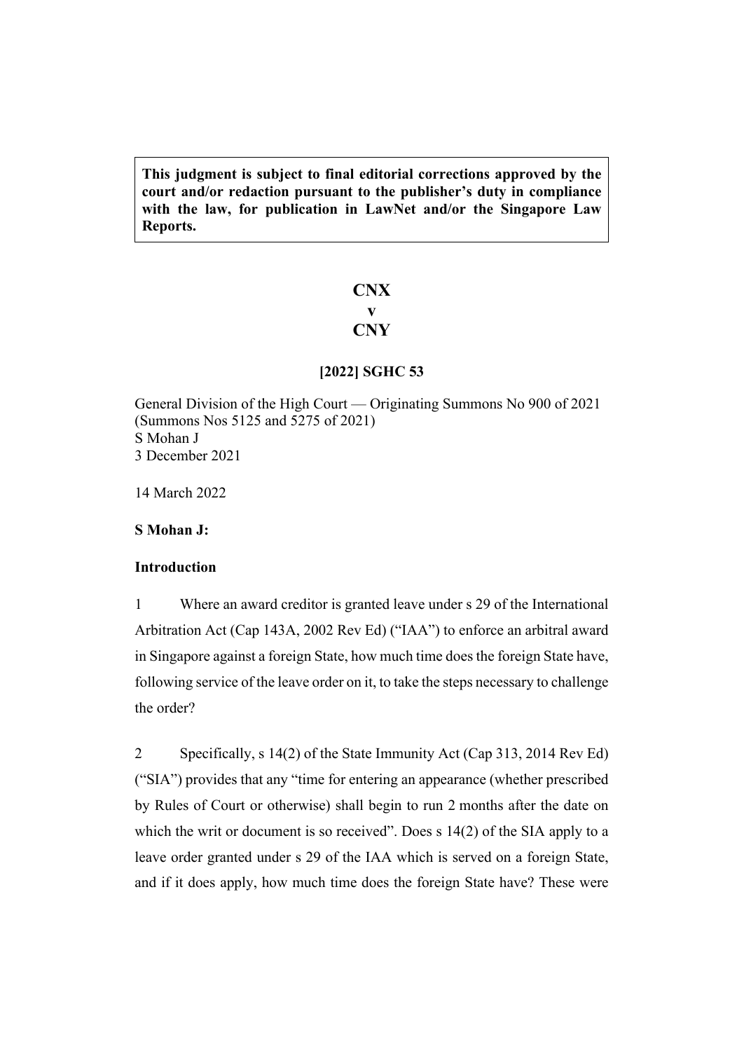**This judgment is subject to final editorial corrections approved by the court and/or redaction pursuant to the publisher's duty in compliance with the law, for publication in LawNet and/or the Singapore Law Reports.**

# CNX
# v
# CNY

## [2022] SGHC 53

General Division of the High Court — Originating Summons No 900 of 2021 (Summons Nos 5125 and 5275 of 2021)
S Mohan J
3 December 2021

14 March 2022

**S Mohan J:**

### Introduction

1 Where an award creditor is granted leave under s 29 of the International Arbitration Act (Cap 143A, 2002 Rev Ed) ("IAA") to enforce an arbitral award in Singapore against a foreign State, how much time does the foreign State have, following service of the leave order on it, to take the steps necessary to challenge the order?

2 Specifically, s 14(2) of the State Immunity Act (Cap 313, 2014 Rev Ed) ("SIA") provides that any "time for entering an appearance (whether prescribed by Rules of Court or otherwise) shall begin to run 2 months after the date on which the writ or document is so received". Does s 14(2) of the SIA apply to a leave order granted under s 29 of the IAA which is served on a foreign State, and if it does apply, how much time does the foreign State have? These were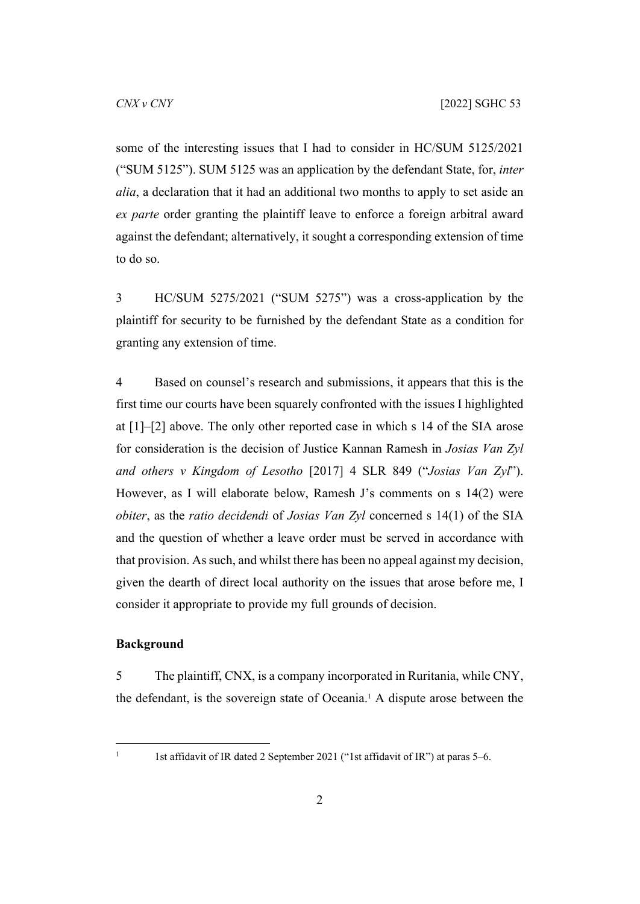some of the interesting issues that I had to consider in HC/SUM 5125/2021 ("SUM 5125"). SUM 5125 was an application by the defendant State, for, *inter alia*, a declaration that it had an additional two months to apply to set aside an *ex parte* order granting the plaintiff leave to enforce a foreign arbitral award against the defendant; alternatively, it sought a corresponding extension of time to do so.

3 HC/SUM 5275/2021 ("SUM 5275") was a cross-application by the plaintiff for security to be furnished by the defendant State as a condition for granting any extension of time.

4 Based on counsel's research and submissions, it appears that this is the first time our courts have been squarely confronted with the issues I highlighted at [1]–[2] above. The only other reported case in which s 14 of the SIA arose for consideration is the decision of Justice Kannan Ramesh in *Josias Van Zyl and others v Kingdom of Lesotho* [2017] 4 SLR 849 ("*Josias Van Zyl*"). However, as I will elaborate below, Ramesh J's comments on s 14(2) were *obiter*, as the *ratio decidendi* of *Josias Van Zyl* concerned s 14(1) of the SIA and the question of whether a leave order must be served in accordance with that provision. As such, and whilst there has been no appeal against my decision, given the dearth of direct local authority on the issues that arose before me, I consider it appropriate to provide my full grounds of decision.

## Background

5 The plaintiff, CNX, is a company incorporated in Ruritania, while CNY, the defendant, is the sovereign state of Oceania.[1] A dispute arose between the

[1] 1st affidavit of IR dated 2 September 2021 ("1st affidavit of IR") at paras 5–6.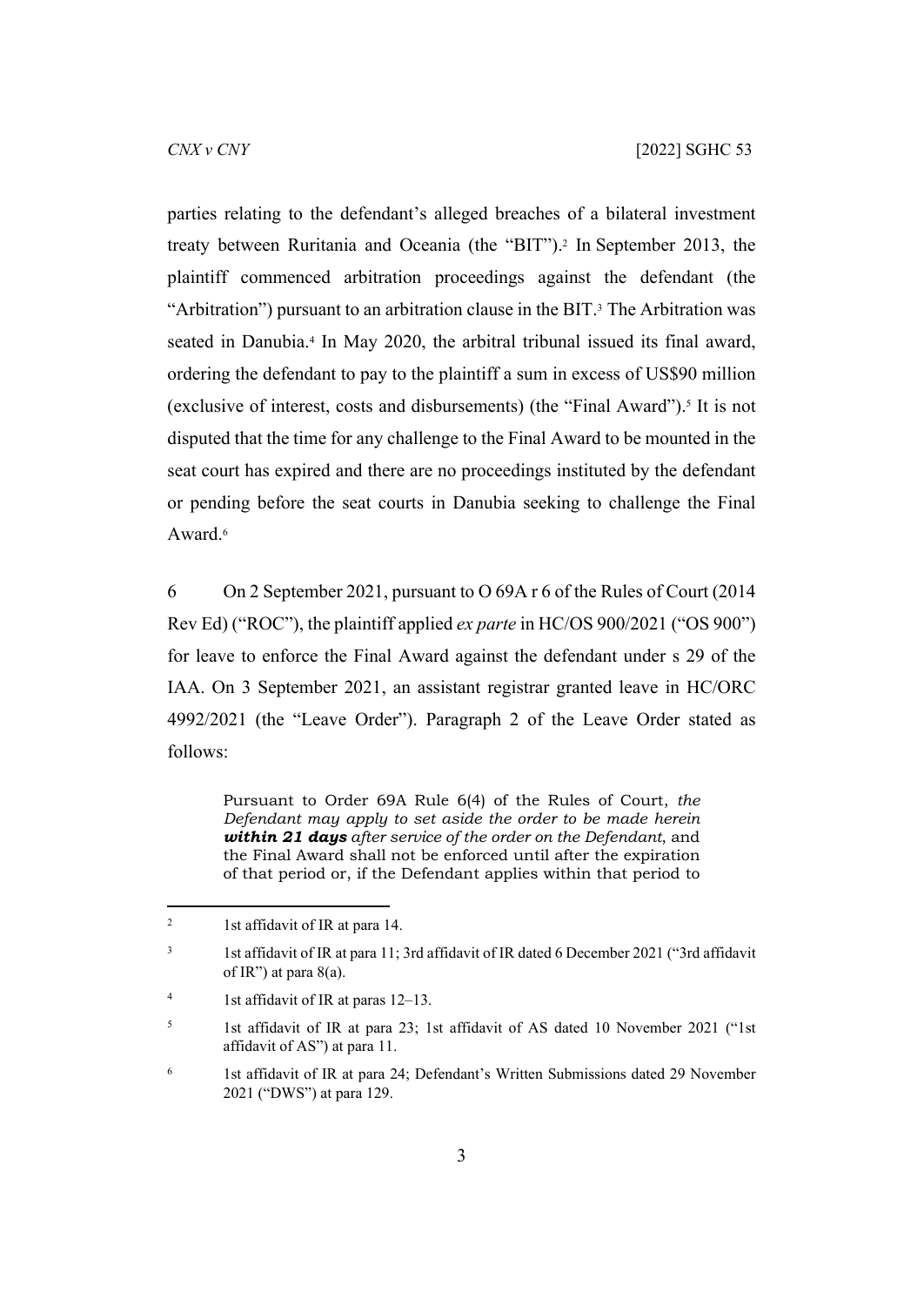parties relating to the defendant's alleged breaches of a bilateral investment treaty between Ruritania and Oceania (the "BIT").[2] In September 2013, the plaintiff commenced arbitration proceedings against the defendant (the "Arbitration") pursuant to an arbitration clause in the BIT.[3] The Arbitration was seated in Danubia.[4] In May 2020, the arbitral tribunal issued its final award, ordering the defendant to pay to the plaintiff a sum in excess of US$90 million (exclusive of interest, costs and disbursements) (the "Final Award").[5] It is not disputed that the time for any challenge to the Final Award to be mounted in the seat court has expired and there are no proceedings instituted by the defendant or pending before the seat courts in Danubia seeking to challenge the Final Award.[6]

6 On 2 September 2021, pursuant to O 69A r 6 of the Rules of Court (2014 Rev Ed) ("ROC"), the plaintiff applied *ex parte* in HC/OS 900/2021 ("OS 900") for leave to enforce the Final Award against the defendant under s 29 of the IAA. On 3 September 2021, an assistant registrar granted leave in HC/ORC 4992/2021 (the "Leave Order"). Paragraph 2 of the Leave Order stated as follows:

> Pursuant to Order 69A Rule 6(4) of the Rules of Court, *the Defendant may apply to set aside the order to be made herein* ***within 21 days*** *after service of the order on the Defendant*, and the Final Award shall not be enforced until after the expiration of that period or, if the Defendant applies within that period to

---

[2] 1st affidavit of IR at para 14.

[3] 1st affidavit of IR at para 11; 3rd affidavit of IR dated 6 December 2021 ("3rd affidavit of IR") at para 8(a).

[4] 1st affidavit of IR at paras 12–13.

[5] 1st affidavit of IR at para 23; 1st affidavit of AS dated 10 November 2021 ("1st affidavit of AS") at para 11.

[6] 1st affidavit of IR at para 24; Defendant's Written Submissions dated 29 November 2021 ("DWS") at para 129.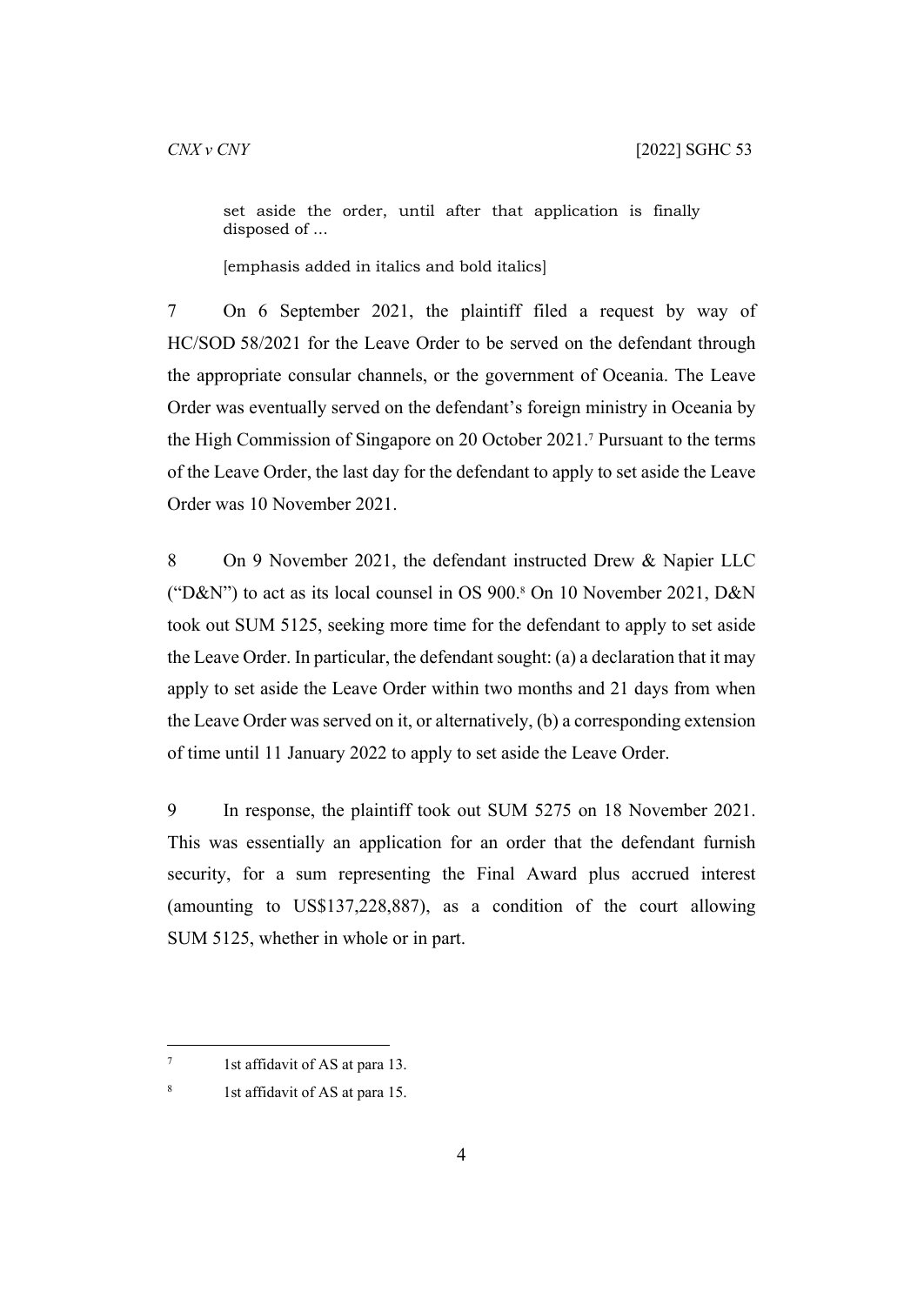set aside the order, until after that application is finally disposed of …

[emphasis added in italics and bold italics]

7 On 6 September 2021, the plaintiff filed a request by way of HC/SOD 58/2021 for the Leave Order to be served on the defendant through the appropriate consular channels, or the government of Oceania. The Leave Order was eventually served on the defendant's foreign ministry in Oceania by the High Commission of Singapore on 20 October 2021.[7] Pursuant to the terms of the Leave Order, the last day for the defendant to apply to set aside the Leave Order was 10 November 2021.

8 On 9 November 2021, the defendant instructed Drew & Napier LLC ("D&N") to act as its local counsel in OS 900.[8] On 10 November 2021, D&N took out SUM 5125, seeking more time for the defendant to apply to set aside the Leave Order. In particular, the defendant sought: (a) a declaration that it may apply to set aside the Leave Order within two months and 21 days from when the Leave Order was served on it, or alternatively, (b) a corresponding extension of time until 11 January 2022 to apply to set aside the Leave Order.

9 In response, the plaintiff took out SUM 5275 on 18 November 2021. This was essentially an application for an order that the defendant furnish security, for a sum representing the Final Award plus accrued interest (amounting to US$137,228,887), as a condition of the court allowing SUM 5125, whether in whole or in part.

---

[7] 1st affidavit of AS at para 13.

[8] 1st affidavit of AS at para 15.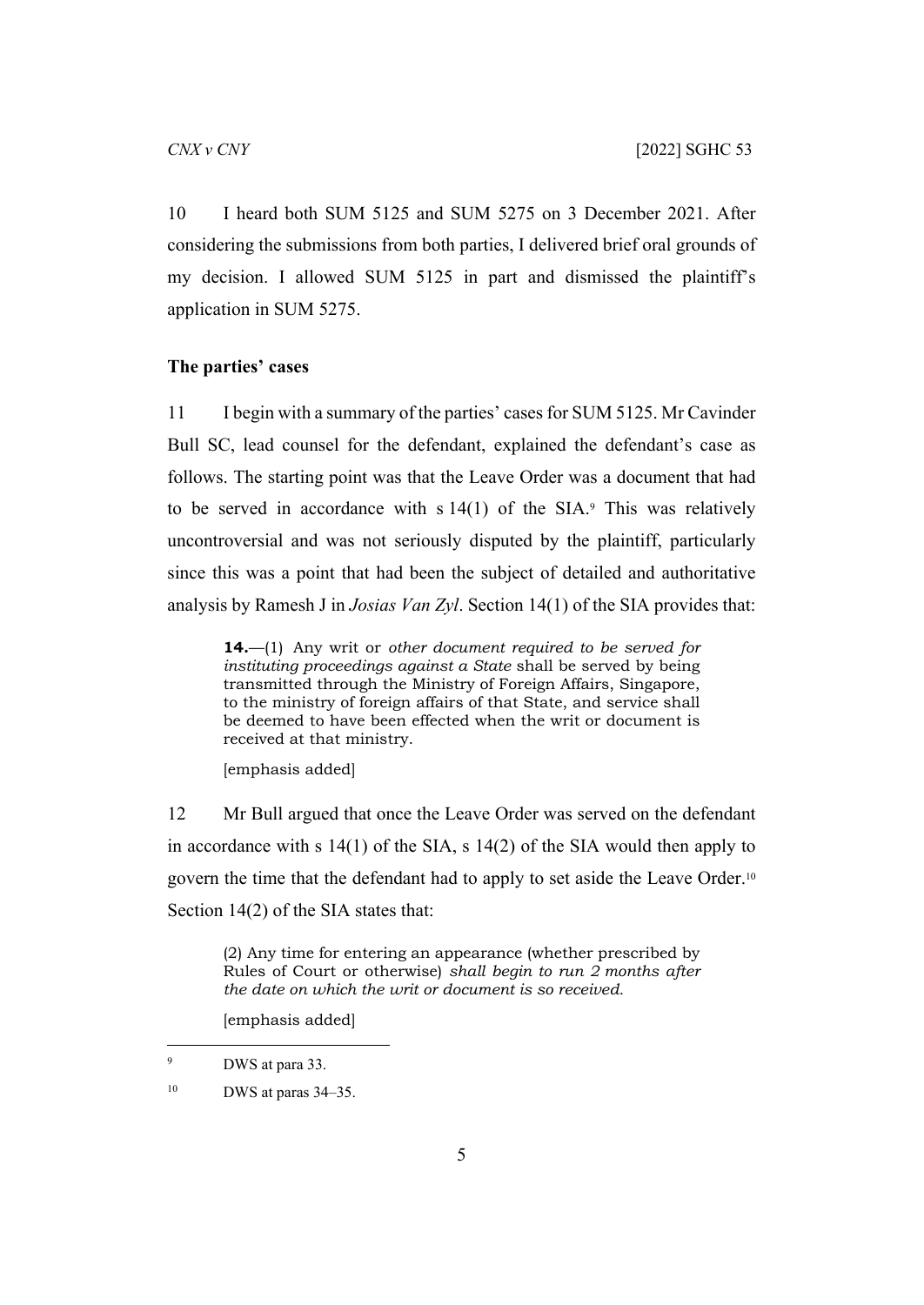10 I heard both SUM 5125 and SUM 5275 on 3 December 2021. After considering the submissions from both parties, I delivered brief oral grounds of my decision. I allowed SUM 5125 in part and dismissed the plaintiff's application in SUM 5275.

### The parties' cases

11 I begin with a summary of the parties' cases for SUM 5125. Mr Cavinder Bull SC, lead counsel for the defendant, explained the defendant's case as follows. The starting point was that the Leave Order was a document that had to be served in accordance with s 14(1) of the SIA.[9] This was relatively uncontroversial and was not seriously disputed by the plaintiff, particularly since this was a point that had been the subject of detailed and authoritative analysis by Ramesh J in *Josias Van Zyl*. Section 14(1) of the SIA provides that:

> **14.**—(1) Any writ or *other document required to be served for instituting proceedings against a State* shall be served by being transmitted through the Ministry of Foreign Affairs, Singapore, to the ministry of foreign affairs of that State, and service shall be deemed to have been effected when the writ or document is received at that ministry.
>
> [emphasis added]

12 Mr Bull argued that once the Leave Order was served on the defendant in accordance with s 14(1) of the SIA, s 14(2) of the SIA would then apply to govern the time that the defendant had to apply to set aside the Leave Order.[10] Section 14(2) of the SIA states that:

> (2) Any time for entering an appearance (whether prescribed by Rules of Court or otherwise) *shall begin to run 2 months after the date on which the writ or document is so received.*
>
> [emphasis added]

---

[9] DWS at para 33.

[10] DWS at paras 34–35.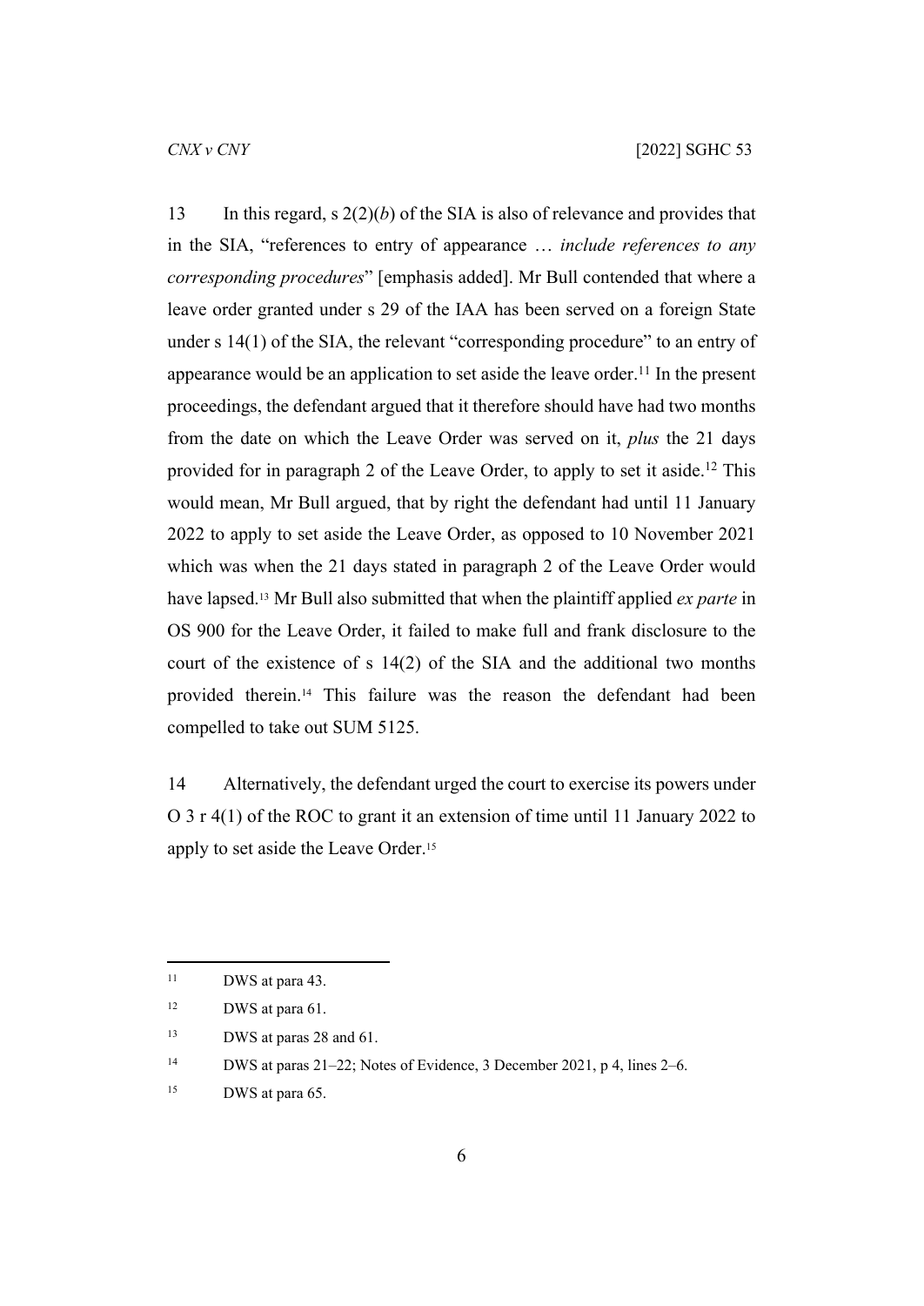13 In this regard, s 2(2)(*b*) of the SIA is also of relevance and provides that in the SIA, "references to entry of appearance … *include references to any corresponding procedures*" [emphasis added]. Mr Bull contended that where a leave order granted under s 29 of the IAA has been served on a foreign State under s 14(1) of the SIA, the relevant "corresponding procedure" to an entry of appearance would be an application to set aside the leave order.[11] In the present proceedings, the defendant argued that it therefore should have had two months from the date on which the Leave Order was served on it, *plus* the 21 days provided for in paragraph 2 of the Leave Order, to apply to set it aside.[12] This would mean, Mr Bull argued, that by right the defendant had until 11 January 2022 to apply to set aside the Leave Order, as opposed to 10 November 2021 which was when the 21 days stated in paragraph 2 of the Leave Order would have lapsed.[13] Mr Bull also submitted that when the plaintiff applied *ex parte* in OS 900 for the Leave Order, it failed to make full and frank disclosure to the court of the existence of s 14(2) of the SIA and the additional two months provided therein.[14] This failure was the reason the defendant had been compelled to take out SUM 5125.

14 Alternatively, the defendant urged the court to exercise its powers under O 3 r 4(1) of the ROC to grant it an extension of time until 11 January 2022 to apply to set aside the Leave Order.[15]

---

[11] DWS at para 43.

[12] DWS at para 61.

[13] DWS at paras 28 and 61.

[14] DWS at paras 21–22; Notes of Evidence, 3 December 2021, p 4, lines 2–6.

[15] DWS at para 65.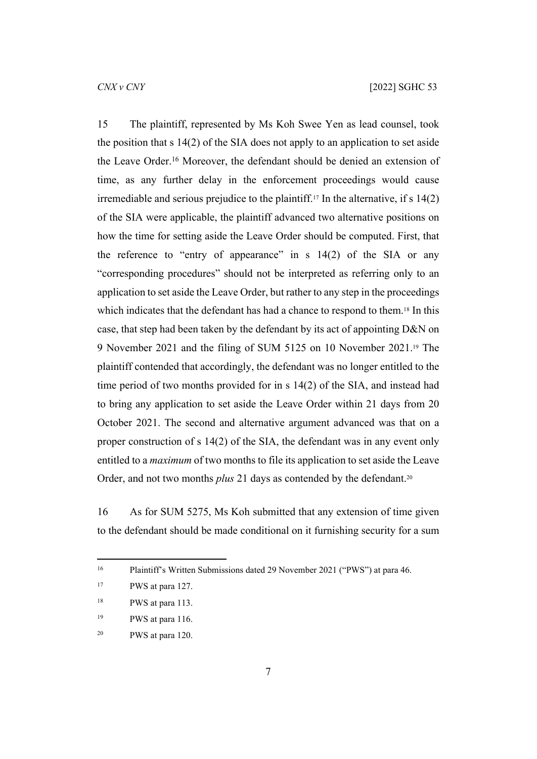15 The plaintiff, represented by Ms Koh Swee Yen as lead counsel, took the position that s 14(2) of the SIA does not apply to an application to set aside the Leave Order.[16] Moreover, the defendant should be denied an extension of time, as any further delay in the enforcement proceedings would cause irremediable and serious prejudice to the plaintiff.[17] In the alternative, if s 14(2) of the SIA were applicable, the plaintiff advanced two alternative positions on how the time for setting aside the Leave Order should be computed. First, that the reference to "entry of appearance" in s 14(2) of the SIA or any "corresponding procedures" should not be interpreted as referring only to an application to set aside the Leave Order, but rather to any step in the proceedings which indicates that the defendant has had a chance to respond to them.[18] In this case, that step had been taken by the defendant by its act of appointing D&N on 9 November 2021 and the filing of SUM 5125 on 10 November 2021.[19] The plaintiff contended that accordingly, the defendant was no longer entitled to the time period of two months provided for in s 14(2) of the SIA, and instead had to bring any application to set aside the Leave Order within 21 days from 20 October 2021. The second and alternative argument advanced was that on a proper construction of s 14(2) of the SIA, the defendant was in any event only entitled to a *maximum* of two months to file its application to set aside the Leave Order, and not two months *plus* 21 days as contended by the defendant.[20]

16 As for SUM 5275, Ms Koh submitted that any extension of time given to the defendant should be made conditional on it furnishing security for a sum

---

[16] Plaintiff's Written Submissions dated 29 November 2021 ("PWS") at para 46.

[17] PWS at para 127.

[18] PWS at para 113.

[19] PWS at para 116.

[20] PWS at para 120.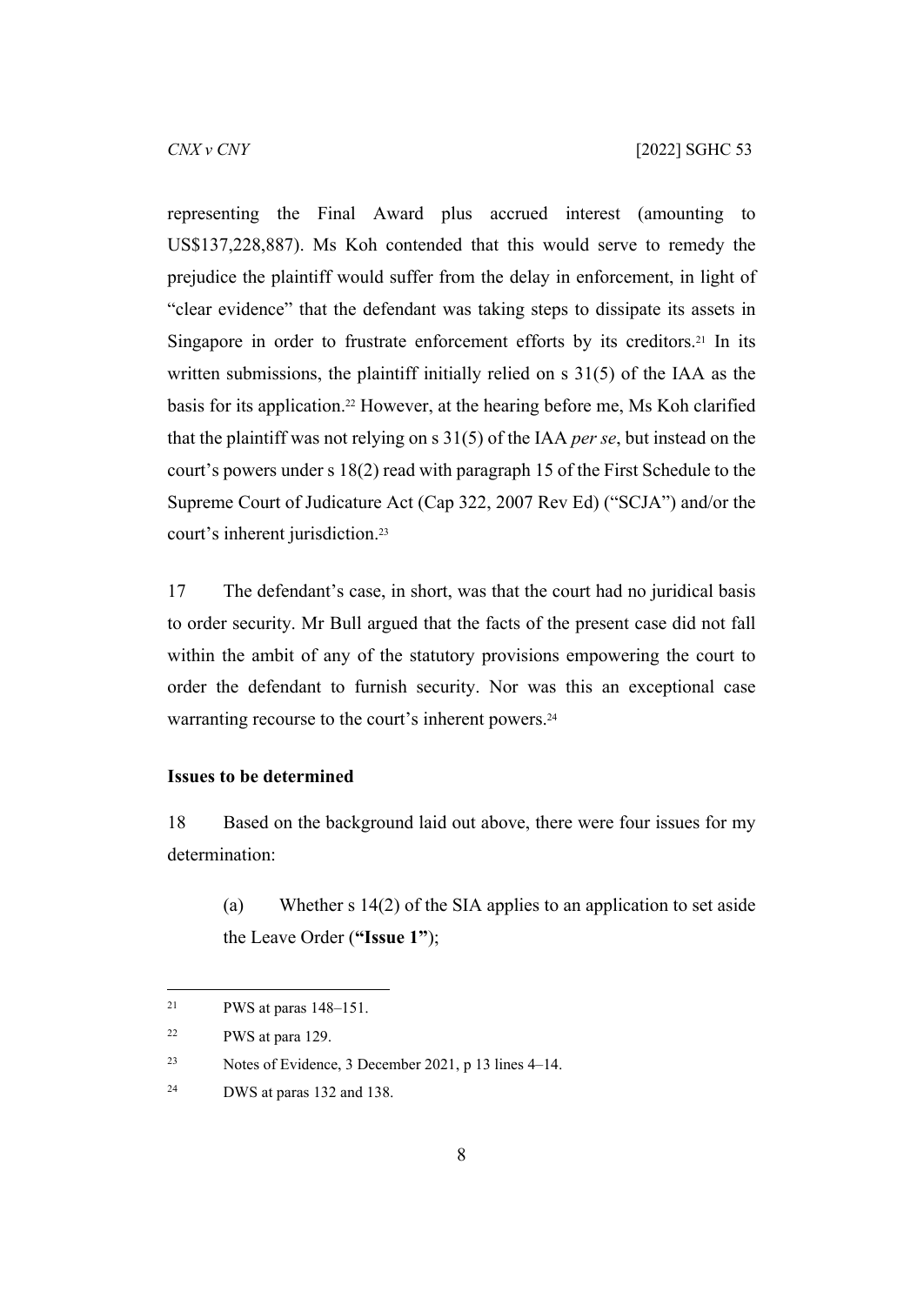representing the Final Award plus accrued interest (amounting to US$137,228,887). Ms Koh contended that this would serve to remedy the prejudice the plaintiff would suffer from the delay in enforcement, in light of "clear evidence" that the defendant was taking steps to dissipate its assets in Singapore in order to frustrate enforcement efforts by its creditors.[21] In its written submissions, the plaintiff initially relied on s 31(5) of the IAA as the basis for its application.[22] However, at the hearing before me, Ms Koh clarified that the plaintiff was not relying on s 31(5) of the IAA *per se*, but instead on the court's powers under s 18(2) read with paragraph 15 of the First Schedule to the Supreme Court of Judicature Act (Cap 322, 2007 Rev Ed) ("SCJA") and/or the court's inherent jurisdiction.[23]

17 The defendant's case, in short, was that the court had no juridical basis to order security. Mr Bull argued that the facts of the present case did not fall within the ambit of any of the statutory provisions empowering the court to order the defendant to furnish security. Nor was this an exceptional case warranting recourse to the court's inherent powers.[24]

## Issues to be determined

18 Based on the background laid out above, there were four issues for my determination:

(a) Whether s 14(2) of the SIA applies to an application to set aside the Leave Order (**"Issue 1"**);

---

[21] PWS at paras 148–151.

[22] PWS at para 129.

[23] Notes of Evidence, 3 December 2021, p 13 lines 4–14.

[24] DWS at paras 132 and 138.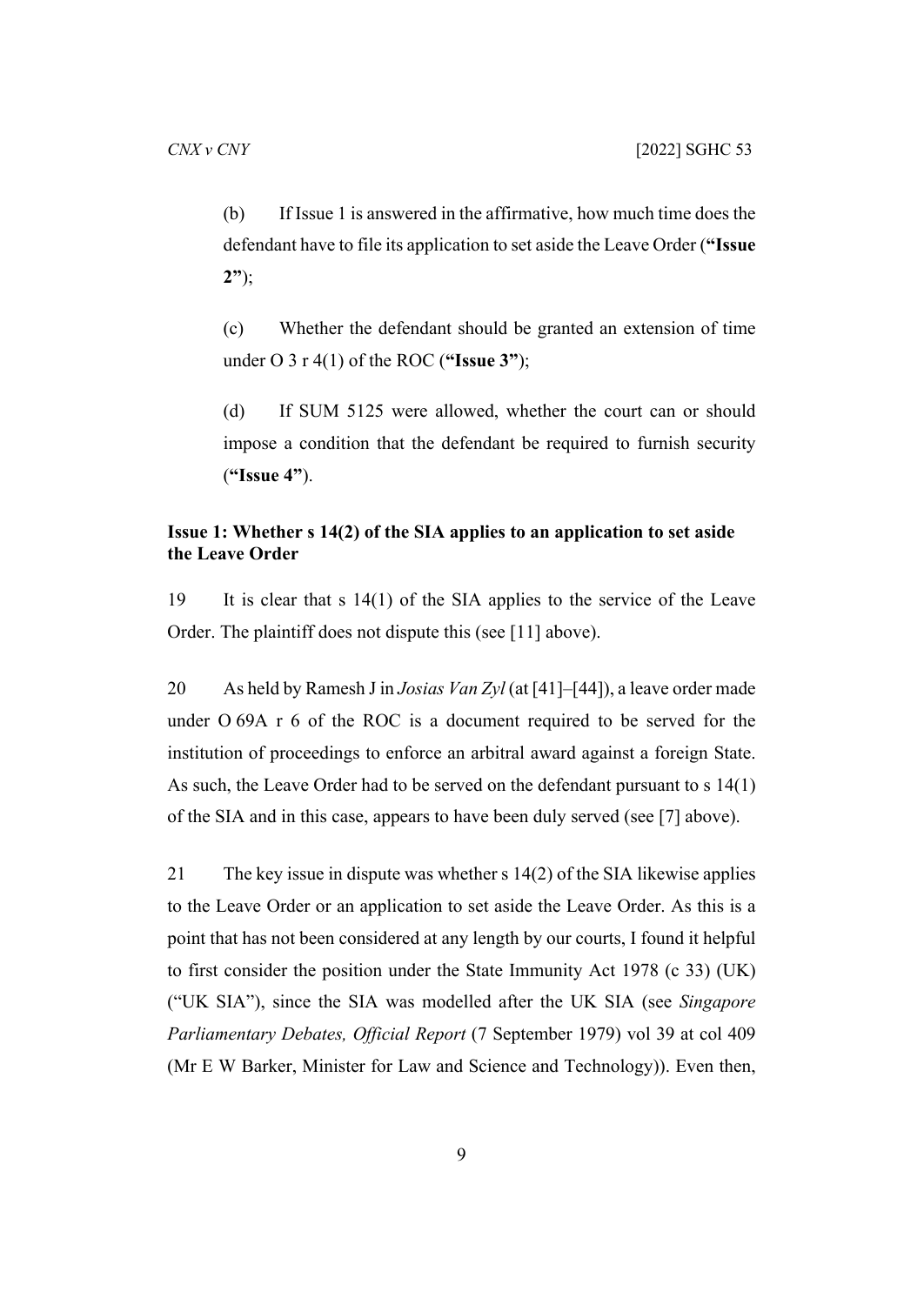(b) If Issue 1 is answered in the affirmative, how much time does the defendant have to file its application to set aside the Leave Order (**"Issue 2"**);

(c) Whether the defendant should be granted an extension of time under O 3 r 4(1) of the ROC (**"Issue 3"**);

(d) If SUM 5125 were allowed, whether the court can or should impose a condition that the defendant be required to furnish security (**"Issue 4"**).

**Issue 1: Whether s 14(2) of the SIA applies to an application to set aside the Leave Order**

19 It is clear that s 14(1) of the SIA applies to the service of the Leave Order. The plaintiff does not dispute this (see [11] above).

20 As held by Ramesh J in *Josias Van Zyl* (at [41]–[44]), a leave order made under O 69A r 6 of the ROC is a document required to be served for the institution of proceedings to enforce an arbitral award against a foreign State. As such, the Leave Order had to be served on the defendant pursuant to s 14(1) of the SIA and in this case, appears to have been duly served (see [7] above).

21 The key issue in dispute was whether s 14(2) of the SIA likewise applies to the Leave Order or an application to set aside the Leave Order. As this is a point that has not been considered at any length by our courts, I found it helpful to first consider the position under the State Immunity Act 1978 (c 33) (UK) ("UK SIA"), since the SIA was modelled after the UK SIA (see *Singapore Parliamentary Debates, Official Report* (7 September 1979) vol 39 at col 409 (Mr E W Barker, Minister for Law and Science and Technology)). Even then,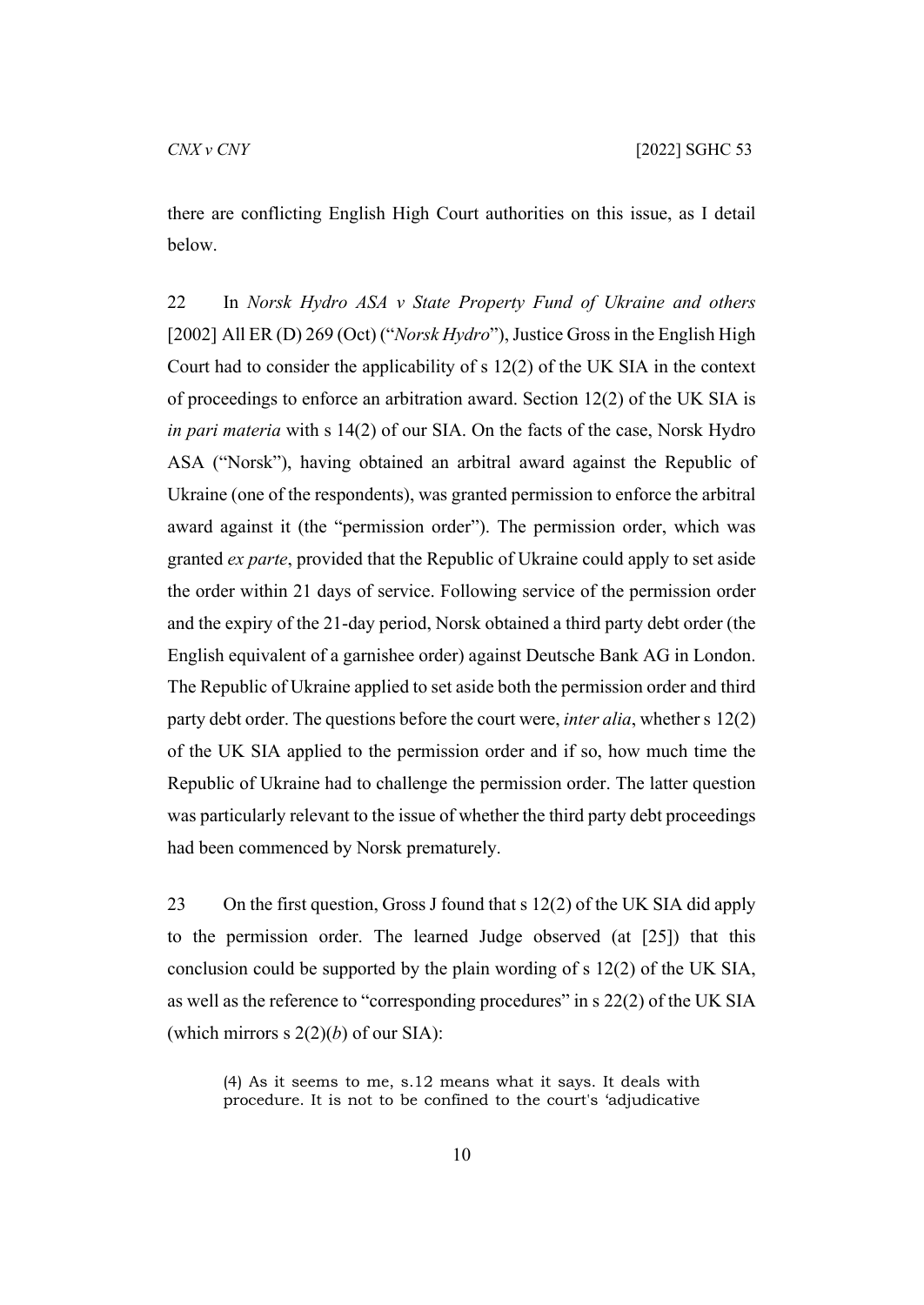there are conflicting English High Court authorities on this issue, as I detail below.

22 In *Norsk Hydro ASA v State Property Fund of Ukraine and others* [2002] All ER (D) 269 (Oct) ("*Norsk Hydro*"), Justice Gross in the English High Court had to consider the applicability of s 12(2) of the UK SIA in the context of proceedings to enforce an arbitration award. Section 12(2) of the UK SIA is *in pari materia* with s 14(2) of our SIA. On the facts of the case, Norsk Hydro ASA ("Norsk"), having obtained an arbitral award against the Republic of Ukraine (one of the respondents), was granted permission to enforce the arbitral award against it (the "permission order"). The permission order, which was granted *ex parte*, provided that the Republic of Ukraine could apply to set aside the order within 21 days of service. Following service of the permission order and the expiry of the 21-day period, Norsk obtained a third party debt order (the English equivalent of a garnishee order) against Deutsche Bank AG in London. The Republic of Ukraine applied to set aside both the permission order and third party debt order. The questions before the court were, *inter alia*, whether s 12(2) of the UK SIA applied to the permission order and if so, how much time the Republic of Ukraine had to challenge the permission order. The latter question was particularly relevant to the issue of whether the third party debt proceedings had been commenced by Norsk prematurely.

23 On the first question, Gross J found that s 12(2) of the UK SIA did apply to the permission order. The learned Judge observed (at [25]) that this conclusion could be supported by the plain wording of s 12(2) of the UK SIA, as well as the reference to "corresponding procedures" in s 22(2) of the UK SIA (which mirrors s 2(2)(*b*) of our SIA):

> (4) As it seems to me, s.12 means what it says. It deals with procedure. It is not to be confined to the court's 'adjudicative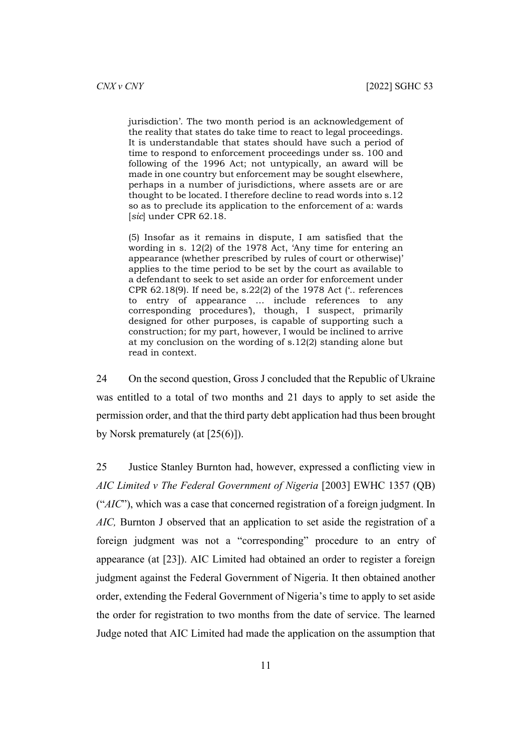> jurisdiction'. The two month period is an acknowledgement of the reality that states do take time to react to legal proceedings. It is understandable that states should have such a period of time to respond to enforcement proceedings under ss. 100 and following of the 1996 Act; not untypically, an award will be made in one country but enforcement may be sought elsewhere, perhaps in a number of jurisdictions, where assets are or are thought to be located. I therefore decline to read words into s.12 so as to preclude its application to the enforcement of a: wards [*sic*] under CPR 62.18.
>
> (5) Insofar as it remains in dispute, I am satisfied that the wording in s. 12(2) of the 1978 Act, 'Any time for entering an appearance (whether prescribed by rules of court or otherwise)' applies to the time period to be set by the court as available to a defendant to seek to set aside an order for enforcement under CPR 62.18(9). If need be, s.22(2) of the 1978 Act ('.. references to entry of appearance … include references to any corresponding procedures'), though, I suspect, primarily designed for other purposes, is capable of supporting such a construction; for my part, however, I would be inclined to arrive at my conclusion on the wording of s.12(2) standing alone but read in context.

24 On the second question, Gross J concluded that the Republic of Ukraine was entitled to a total of two months and 21 days to apply to set aside the permission order, and that the third party debt application had thus been brought by Norsk prematurely (at [25(6)]).

25 Justice Stanley Burnton had, however, expressed a conflicting view in *AIC Limited v The Federal Government of Nigeria* [2003] EWHC 1357 (QB) ("*AIC*"), which was a case that concerned registration of a foreign judgment. In *AIC,* Burnton J observed that an application to set aside the registration of a foreign judgment was not a "corresponding" procedure to an entry of appearance (at [23]). AIC Limited had obtained an order to register a foreign judgment against the Federal Government of Nigeria. It then obtained another order, extending the Federal Government of Nigeria's time to apply to set aside the order for registration to two months from the date of service. The learned Judge noted that AIC Limited had made the application on the assumption that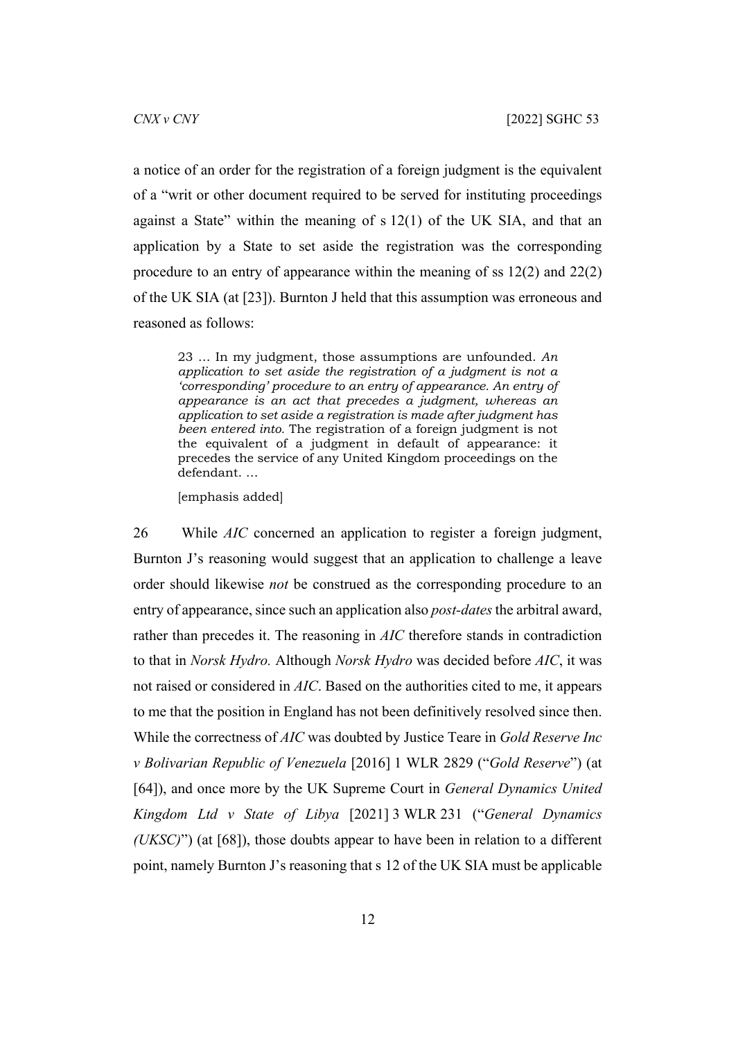a notice of an order for the registration of a foreign judgment is the equivalent of a "writ or other document required to be served for instituting proceedings against a State" within the meaning of s 12(1) of the UK SIA, and that an application by a State to set aside the registration was the corresponding procedure to an entry of appearance within the meaning of ss 12(2) and 22(2) of the UK SIA (at [23]). Burnton J held that this assumption was erroneous and reasoned as follows:

> 23 … In my judgment, those assumptions are unfounded. *An application to set aside the registration of a judgment is not a 'corresponding' procedure to an entry of appearance. An entry of appearance is an act that precedes a judgment, whereas an application to set aside a registration is made after judgment has been entered into.* The registration of a foreign judgment is not the equivalent of a judgment in default of appearance: it precedes the service of any United Kingdom proceedings on the defendant. …
>
> [emphasis added]

26 While *AIC* concerned an application to register a foreign judgment, Burnton J's reasoning would suggest that an application to challenge a leave order should likewise *not* be construed as the corresponding procedure to an entry of appearance, since such an application also *post-dates* the arbitral award, rather than precedes it. The reasoning in *AIC* therefore stands in contradiction to that in *Norsk Hydro.* Although *Norsk Hydro* was decided before *AIC*, it was not raised or considered in *AIC*. Based on the authorities cited to me, it appears to me that the position in England has not been definitively resolved since then. While the correctness of *AIC* was doubted by Justice Teare in *Gold Reserve Inc v Bolivarian Republic of Venezuela* [2016] 1 WLR 2829 ("*Gold Reserve*") (at [64]), and once more by the UK Supreme Court in *General Dynamics United Kingdom Ltd v State of Libya* [2021] 3 WLR 231 ("*General Dynamics (UKSC)*") (at [68]), those doubts appear to have been in relation to a different point, namely Burnton J's reasoning that s 12 of the UK SIA must be applicable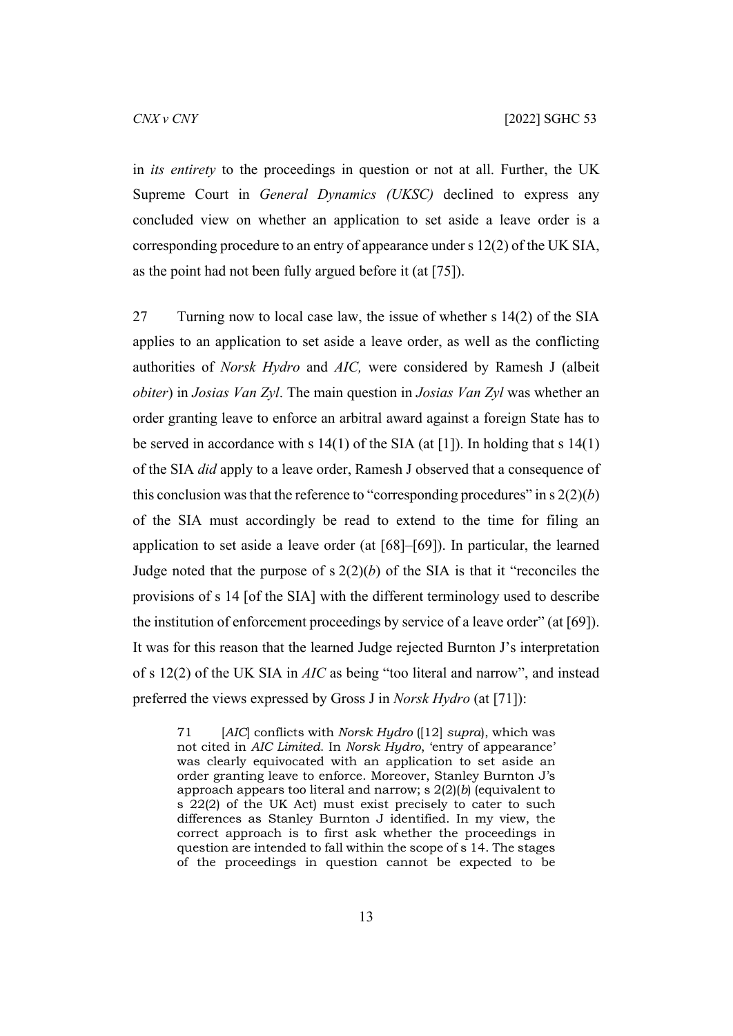in *its entirety* to the proceedings in question or not at all. Further, the UK Supreme Court in *General Dynamics (UKSC)* declined to express any concluded view on whether an application to set aside a leave order is a corresponding procedure to an entry of appearance under s 12(2) of the UK SIA, as the point had not been fully argued before it (at [75]).

27 Turning now to local case law, the issue of whether s 14(2) of the SIA applies to an application to set aside a leave order, as well as the conflicting authorities of *Norsk Hydro* and *AIC,* were considered by Ramesh J (albeit *obiter*) in *Josias Van Zyl*. The main question in *Josias Van Zyl* was whether an order granting leave to enforce an arbitral award against a foreign State has to be served in accordance with s 14(1) of the SIA (at [1]). In holding that s 14(1) of the SIA *did* apply to a leave order, Ramesh J observed that a consequence of this conclusion was that the reference to "corresponding procedures" in s 2(2)(*b*) of the SIA must accordingly be read to extend to the time for filing an application to set aside a leave order (at [68]–[69]). In particular, the learned Judge noted that the purpose of s 2(2)(*b*) of the SIA is that it "reconciles the provisions of s 14 [of the SIA] with the different terminology used to describe the institution of enforcement proceedings by service of a leave order" (at [69]). It was for this reason that the learned Judge rejected Burnton J's interpretation of s 12(2) of the UK SIA in *AIC* as being "too literal and narrow", and instead preferred the views expressed by Gross J in *Norsk Hydro* (at [71]):

> 71 [*AIC*] conflicts with *Norsk Hydro* ([12] *supra*), which was not cited in *AIC Limited*. In *Norsk Hydro*, 'entry of appearance' was clearly equivocated with an application to set aside an order granting leave to enforce. Moreover, Stanley Burnton J's approach appears too literal and narrow; s 2(2)(*b*) (equivalent to s 22(2) of the UK Act) must exist precisely to cater to such differences as Stanley Burnton J identified. In my view, the correct approach is to first ask whether the proceedings in question are intended to fall within the scope of s 14. The stages of the proceedings in question cannot be expected to be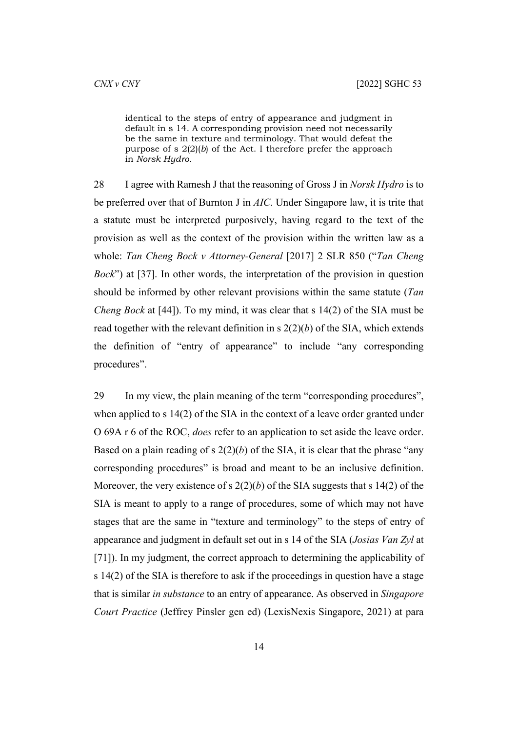> identical to the steps of entry of appearance and judgment in default in s 14. A corresponding provision need not necessarily be the same in texture and terminology. That would defeat the purpose of s 2(2)(*b*) of the Act. I therefore prefer the approach in *Norsk Hydro*.

28 I agree with Ramesh J that the reasoning of Gross J in *Norsk Hydro* is to be preferred over that of Burnton J in *AIC*. Under Singapore law, it is trite that a statute must be interpreted purposively, having regard to the text of the provision as well as the context of the provision within the written law as a whole: *Tan Cheng Bock v Attorney-General* [2017] 2 SLR 850 ("*Tan Cheng Bock*") at [37]. In other words, the interpretation of the provision in question should be informed by other relevant provisions within the same statute (*Tan Cheng Bock* at [44]). To my mind, it was clear that s 14(2) of the SIA must be read together with the relevant definition in s 2(2)(*b*) of the SIA, which extends the definition of "entry of appearance" to include "any corresponding procedures".

29 In my view, the plain meaning of the term "corresponding procedures", when applied to s 14(2) of the SIA in the context of a leave order granted under O 69A r 6 of the ROC, *does* refer to an application to set aside the leave order. Based on a plain reading of s 2(2)(*b*) of the SIA, it is clear that the phrase "any corresponding procedures" is broad and meant to be an inclusive definition. Moreover, the very existence of s 2(2)(*b*) of the SIA suggests that s 14(2) of the SIA is meant to apply to a range of procedures, some of which may not have stages that are the same in "texture and terminology" to the steps of entry of appearance and judgment in default set out in s 14 of the SIA (*Josias Van Zyl* at [71]). In my judgment, the correct approach to determining the applicability of s 14(2) of the SIA is therefore to ask if the proceedings in question have a stage that is similar *in substance* to an entry of appearance. As observed in *Singapore Court Practice* (Jeffrey Pinsler gen ed) (LexisNexis Singapore, 2021) at para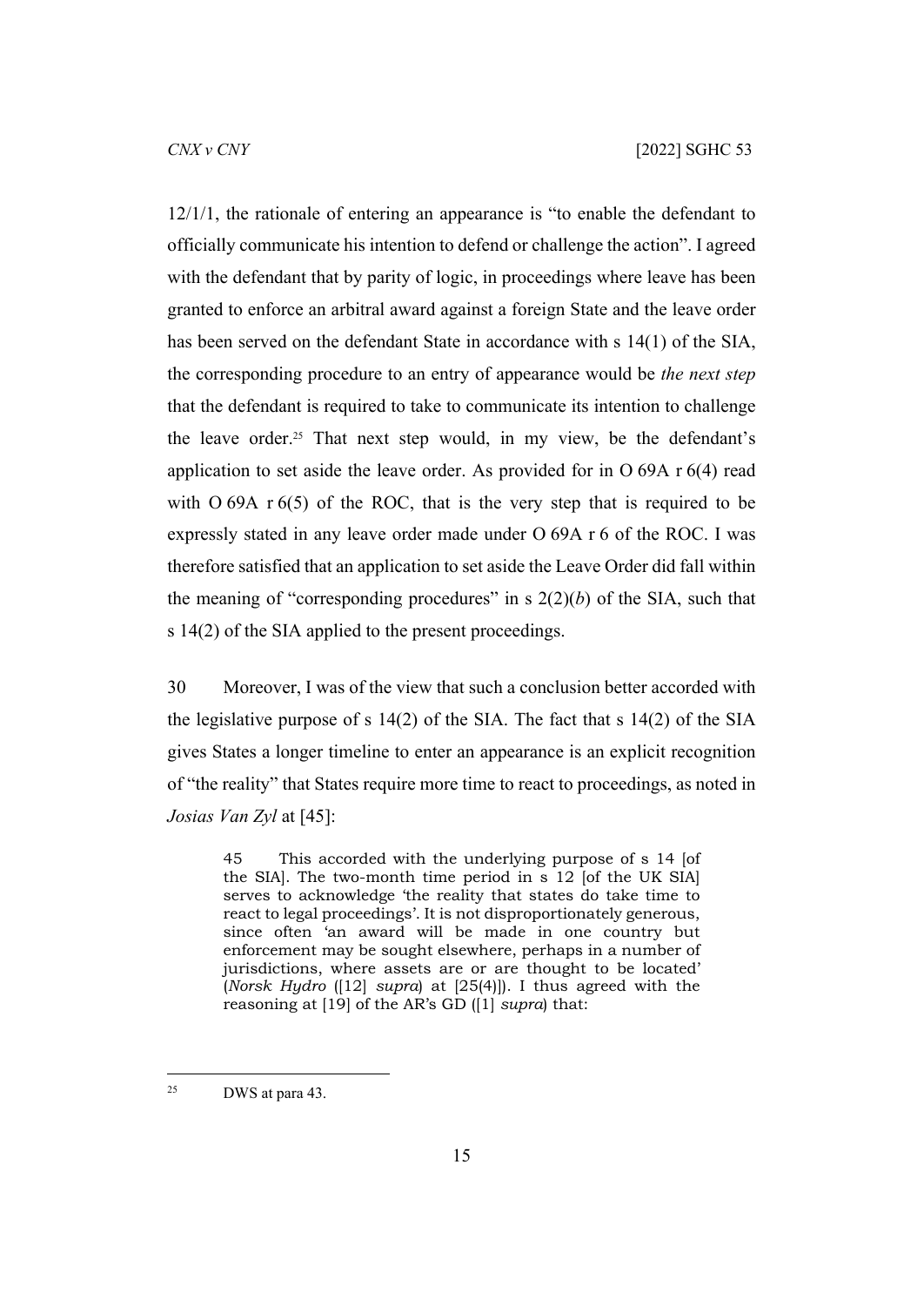12/1/1, the rationale of entering an appearance is "to enable the defendant to officially communicate his intention to defend or challenge the action". I agreed with the defendant that by parity of logic, in proceedings where leave has been granted to enforce an arbitral award against a foreign State and the leave order has been served on the defendant State in accordance with s 14(1) of the SIA, the corresponding procedure to an entry of appearance would be *the next step* that the defendant is required to take to communicate its intention to challenge the leave order.[25] That next step would, in my view, be the defendant's application to set aside the leave order. As provided for in O 69A r 6(4) read with O 69A r 6(5) of the ROC, that is the very step that is required to be expressly stated in any leave order made under O 69A r 6 of the ROC. I was therefore satisfied that an application to set aside the Leave Order did fall within the meaning of "corresponding procedures" in s 2(2)(*b*) of the SIA, such that s 14(2) of the SIA applied to the present proceedings.

30 Moreover, I was of the view that such a conclusion better accorded with the legislative purpose of s 14(2) of the SIA. The fact that s 14(2) of the SIA gives States a longer timeline to enter an appearance is an explicit recognition of "the reality" that States require more time to react to proceedings, as noted in *Josias Van Zyl* at [45]:

> 45 This accorded with the underlying purpose of s 14 [of the SIA]. The two-month time period in s 12 [of the UK SIA] serves to acknowledge 'the reality that states do take time to react to legal proceedings'. It is not disproportionately generous, since often 'an award will be made in one country but enforcement may be sought elsewhere, perhaps in a number of jurisdictions, where assets are or are thought to be located' (*Norsk Hydro* ([12] *supra*) at [25(4)]). I thus agreed with the reasoning at [19] of the AR's GD ([1] *supra*) that:

---

[25] DWS at para 43.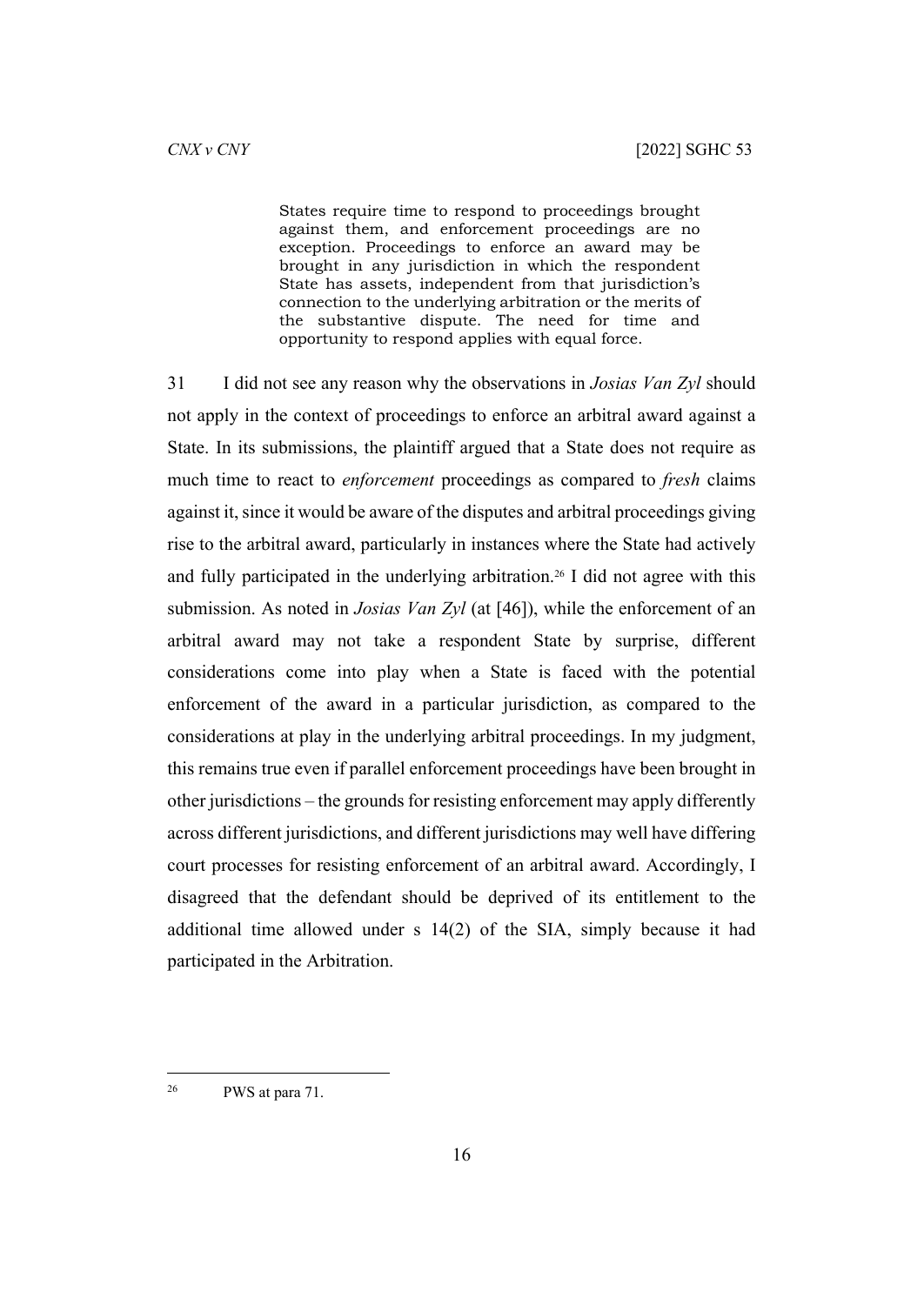> States require time to respond to proceedings brought against them, and enforcement proceedings are no exception. Proceedings to enforce an award may be brought in any jurisdiction in which the respondent State has assets, independent from that jurisdiction's connection to the underlying arbitration or the merits of the substantive dispute. The need for time and opportunity to respond applies with equal force.

31 I did not see any reason why the observations in *Josias Van Zyl* should not apply in the context of proceedings to enforce an arbitral award against a State. In its submissions, the plaintiff argued that a State does not require as much time to react to *enforcement* proceedings as compared to *fresh* claims against it, since it would be aware of the disputes and arbitral proceedings giving rise to the arbitral award, particularly in instances where the State had actively and fully participated in the underlying arbitration.[26] I did not agree with this submission. As noted in *Josias Van Zyl* (at [46]), while the enforcement of an arbitral award may not take a respondent State by surprise, different considerations come into play when a State is faced with the potential enforcement of the award in a particular jurisdiction, as compared to the considerations at play in the underlying arbitral proceedings. In my judgment, this remains true even if parallel enforcement proceedings have been brought in other jurisdictions – the grounds for resisting enforcement may apply differently across different jurisdictions, and different jurisdictions may well have differing court processes for resisting enforcement of an arbitral award. Accordingly, I disagreed that the defendant should be deprived of its entitlement to the additional time allowed under s 14(2) of the SIA, simply because it had participated in the Arbitration.

[26] PWS at para 71.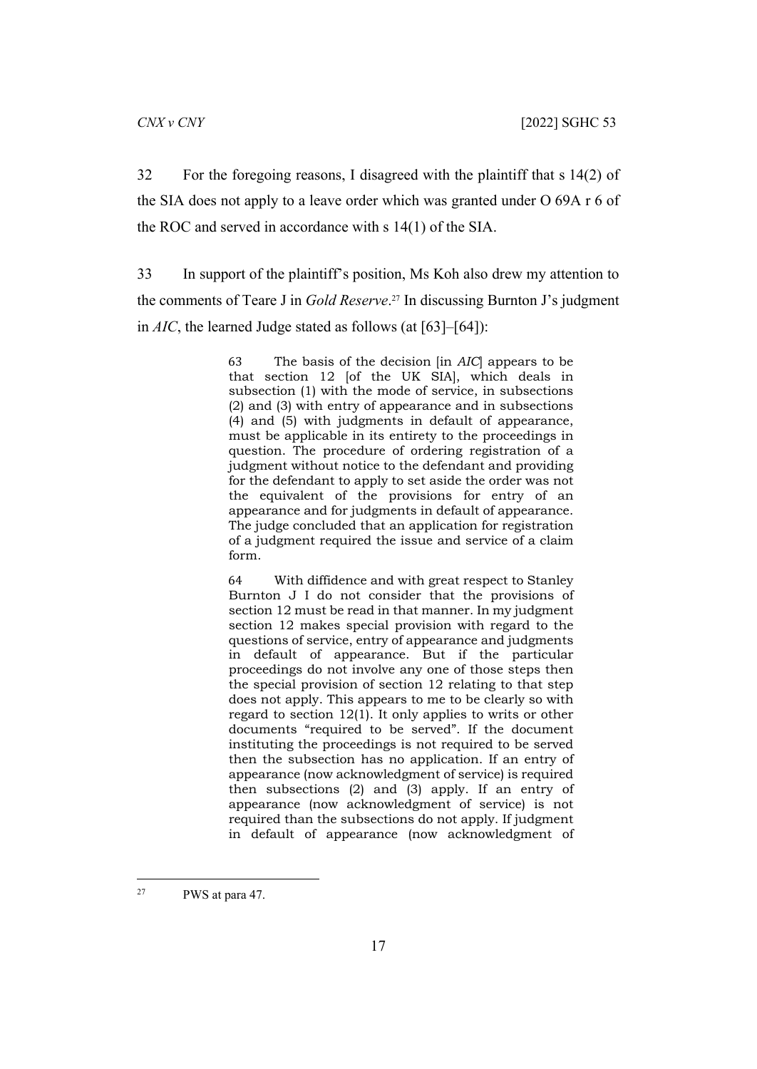32 For the foregoing reasons, I disagreed with the plaintiff that s 14(2) of the SIA does not apply to a leave order which was granted under O 69A r 6 of the ROC and served in accordance with s 14(1) of the SIA.

33 In support of the plaintiff's position, Ms Koh also drew my attention to the comments of Teare J in *Gold Reserve*.[27] In discussing Burnton J's judgment in *AIC*, the learned Judge stated as follows (at [63]–[64]):

> 63 The basis of the decision [in *AIC*] appears to be that section 12 [of the UK SIA], which deals in subsection (1) with the mode of service, in subsections (2) and (3) with entry of appearance and in subsections (4) and (5) with judgments in default of appearance, must be applicable in its entirety to the proceedings in question. The procedure of ordering registration of a judgment without notice to the defendant and providing for the defendant to apply to set aside the order was not the equivalent of the provisions for entry of an appearance and for judgments in default of appearance. The judge concluded that an application for registration of a judgment required the issue and service of a claim form.
>
> 64 With diffidence and with great respect to Stanley Burnton J I do not consider that the provisions of section 12 must be read in that manner. In my judgment section 12 makes special provision with regard to the questions of service, entry of appearance and judgments in default of appearance. But if the particular proceedings do not involve any one of those steps then the special provision of section 12 relating to that step does not apply. This appears to me to be clearly so with regard to section 12(1). It only applies to writs or other documents "required to be served". If the document instituting the proceedings is not required to be served then the subsection has no application. If an entry of appearance (now acknowledgment of service) is required then subsections (2) and (3) apply. If an entry of appearance (now acknowledgment of service) is not required than the subsections do not apply. If judgment in default of appearance (now acknowledgment of

---

[27] PWS at para 47.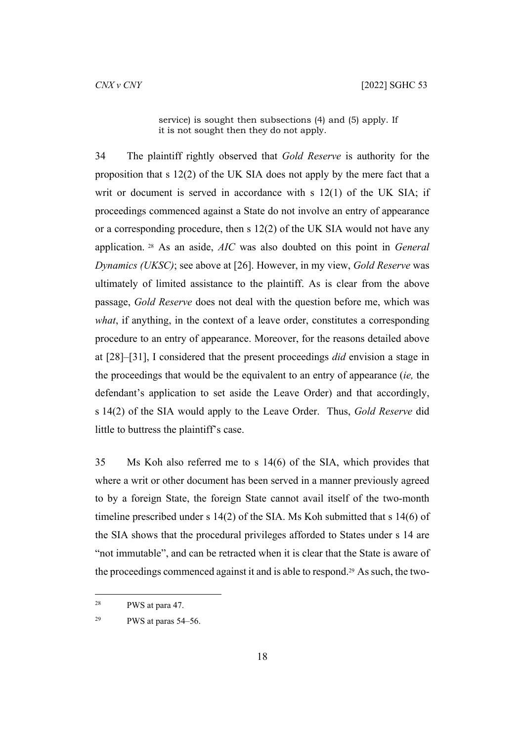> service) is sought then subsections (4) and (5) apply. If it is not sought then they do not apply.

34 The plaintiff rightly observed that *Gold Reserve* is authority for the proposition that s 12(2) of the UK SIA does not apply by the mere fact that a writ or document is served in accordance with s 12(1) of the UK SIA; if proceedings commenced against a State do not involve an entry of appearance or a corresponding procedure, then s 12(2) of the UK SIA would not have any application. [28] As an aside, *AIC* was also doubted on this point in *General Dynamics (UKSC)*; see above at [26]. However, in my view, *Gold Reserve* was ultimately of limited assistance to the plaintiff. As is clear from the above passage, *Gold Reserve* does not deal with the question before me, which was *what*, if anything, in the context of a leave order, constitutes a corresponding procedure to an entry of appearance. Moreover, for the reasons detailed above at [28]–[31], I considered that the present proceedings *did* envision a stage in the proceedings that would be the equivalent to an entry of appearance (*ie,* the defendant's application to set aside the Leave Order) and that accordingly, s 14(2) of the SIA would apply to the Leave Order. Thus, *Gold Reserve* did little to buttress the plaintiff's case.

35 Ms Koh also referred me to s 14(6) of the SIA, which provides that where a writ or other document has been served in a manner previously agreed to by a foreign State, the foreign State cannot avail itself of the two-month timeline prescribed under s 14(2) of the SIA. Ms Koh submitted that s 14(6) of the SIA shows that the procedural privileges afforded to States under s 14 are "not immutable", and can be retracted when it is clear that the State is aware of the proceedings commenced against it and is able to respond.[29] As such, the two-

---

[28] PWS at para 47.

[29] PWS at paras 54–56.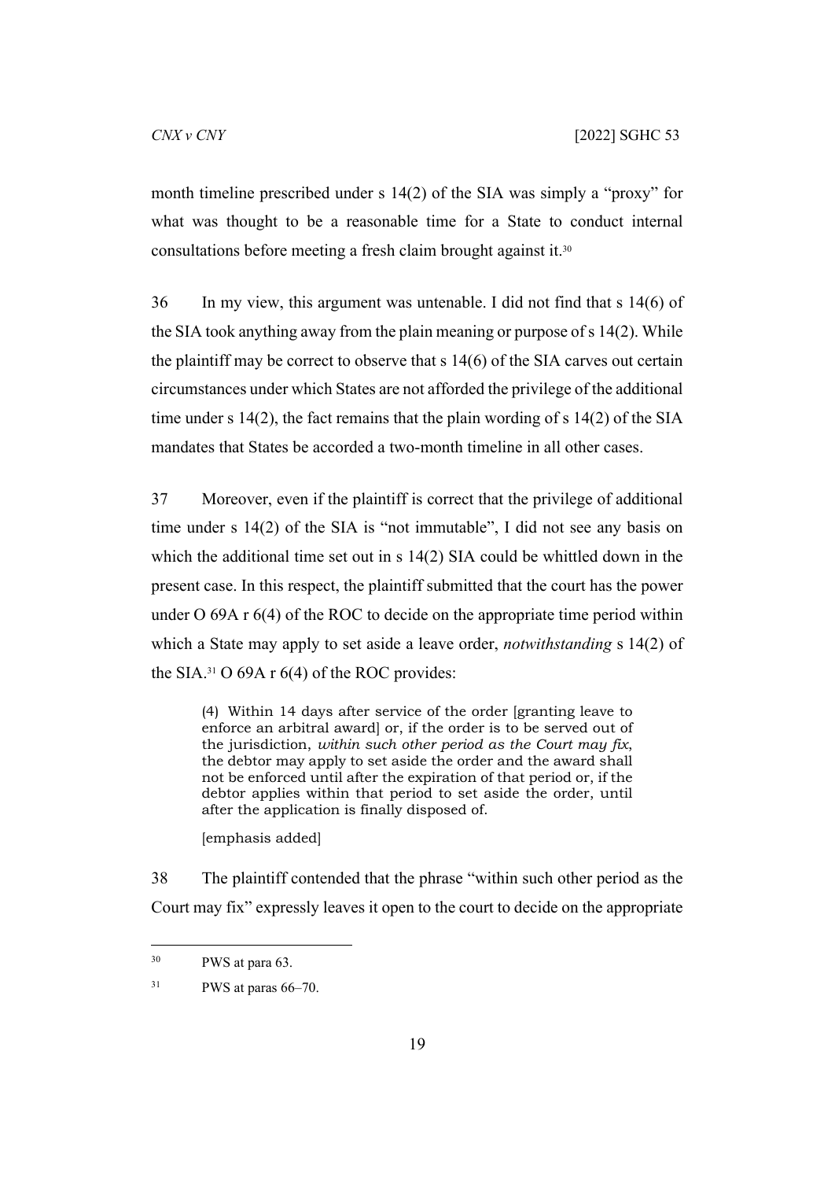month timeline prescribed under s 14(2) of the SIA was simply a "proxy" for what was thought to be a reasonable time for a State to conduct internal consultations before meeting a fresh claim brought against it.[30]

36 In my view, this argument was untenable. I did not find that s 14(6) of the SIA took anything away from the plain meaning or purpose of s 14(2). While the plaintiff may be correct to observe that s 14(6) of the SIA carves out certain circumstances under which States are not afforded the privilege of the additional time under s 14(2), the fact remains that the plain wording of s 14(2) of the SIA mandates that States be accorded a two-month timeline in all other cases.

37 Moreover, even if the plaintiff is correct that the privilege of additional time under s 14(2) of the SIA is "not immutable", I did not see any basis on which the additional time set out in s 14(2) SIA could be whittled down in the present case. In this respect, the plaintiff submitted that the court has the power under O 69A r 6(4) of the ROC to decide on the appropriate time period within which a State may apply to set aside a leave order, *notwithstanding* s 14(2) of the SIA.[31] O 69A r 6(4) of the ROC provides:

> (4) Within 14 days after service of the order [granting leave to enforce an arbitral award] or, if the order is to be served out of the jurisdiction, *within such other period as the Court may fix*, the debtor may apply to set aside the order and the award shall not be enforced until after the expiration of that period or, if the debtor applies within that period to set aside the order, until after the application is finally disposed of.
>
> [emphasis added]

38 The plaintiff contended that the phrase "within such other period as the Court may fix" expressly leaves it open to the court to decide on the appropriate

---

[30] PWS at para 63.

[31] PWS at paras 66–70.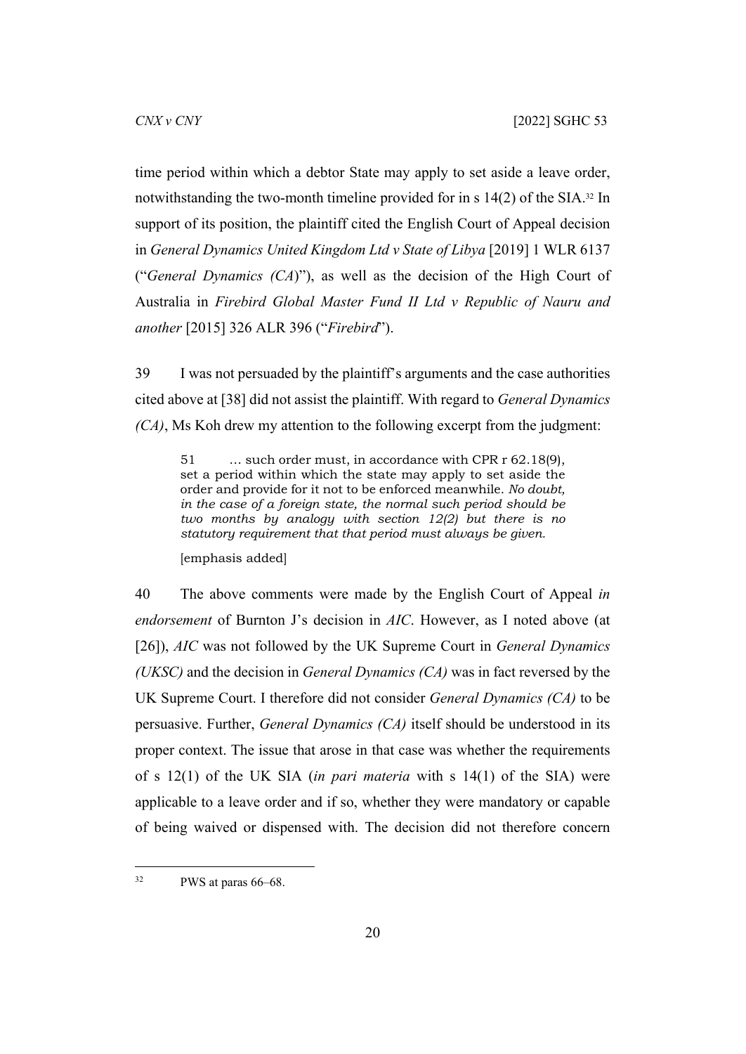time period within which a debtor State may apply to set aside a leave order, notwithstanding the two-month timeline provided for in s 14(2) of the SIA.[32] In support of its position, the plaintiff cited the English Court of Appeal decision in *General Dynamics United Kingdom Ltd v State of Libya* [2019] 1 WLR 6137 ("*General Dynamics (CA)*"), as well as the decision of the High Court of Australia in *Firebird Global Master Fund II Ltd v Republic of Nauru and another* [2015] 326 ALR 396 ("*Firebird*").

39 I was not persuaded by the plaintiff's arguments and the case authorities cited above at [38] did not assist the plaintiff. With regard to *General Dynamics (CA)*, Ms Koh drew my attention to the following excerpt from the judgment:

> 51 … such order must, in accordance with CPR r 62.18(9), set a period within which the state may apply to set aside the order and provide for it not to be enforced meanwhile. *No doubt, in the case of a foreign state, the normal such period should be two months by analogy with section 12(2) but there is no statutory requirement that that period must always be given.*
>
> [emphasis added]

40 The above comments were made by the English Court of Appeal *in endorsement* of Burnton J's decision in *AIC*. However, as I noted above (at [26]), *AIC* was not followed by the UK Supreme Court in *General Dynamics (UKSC)* and the decision in *General Dynamics (CA)* was in fact reversed by the UK Supreme Court. I therefore did not consider *General Dynamics (CA)* to be persuasive. Further, *General Dynamics (CA)* itself should be understood in its proper context. The issue that arose in that case was whether the requirements of s 12(1) of the UK SIA (*in pari materia* with s 14(1) of the SIA) were applicable to a leave order and if so, whether they were mandatory or capable of being waived or dispensed with. The decision did not therefore concern

---

[32] PWS at paras 66–68.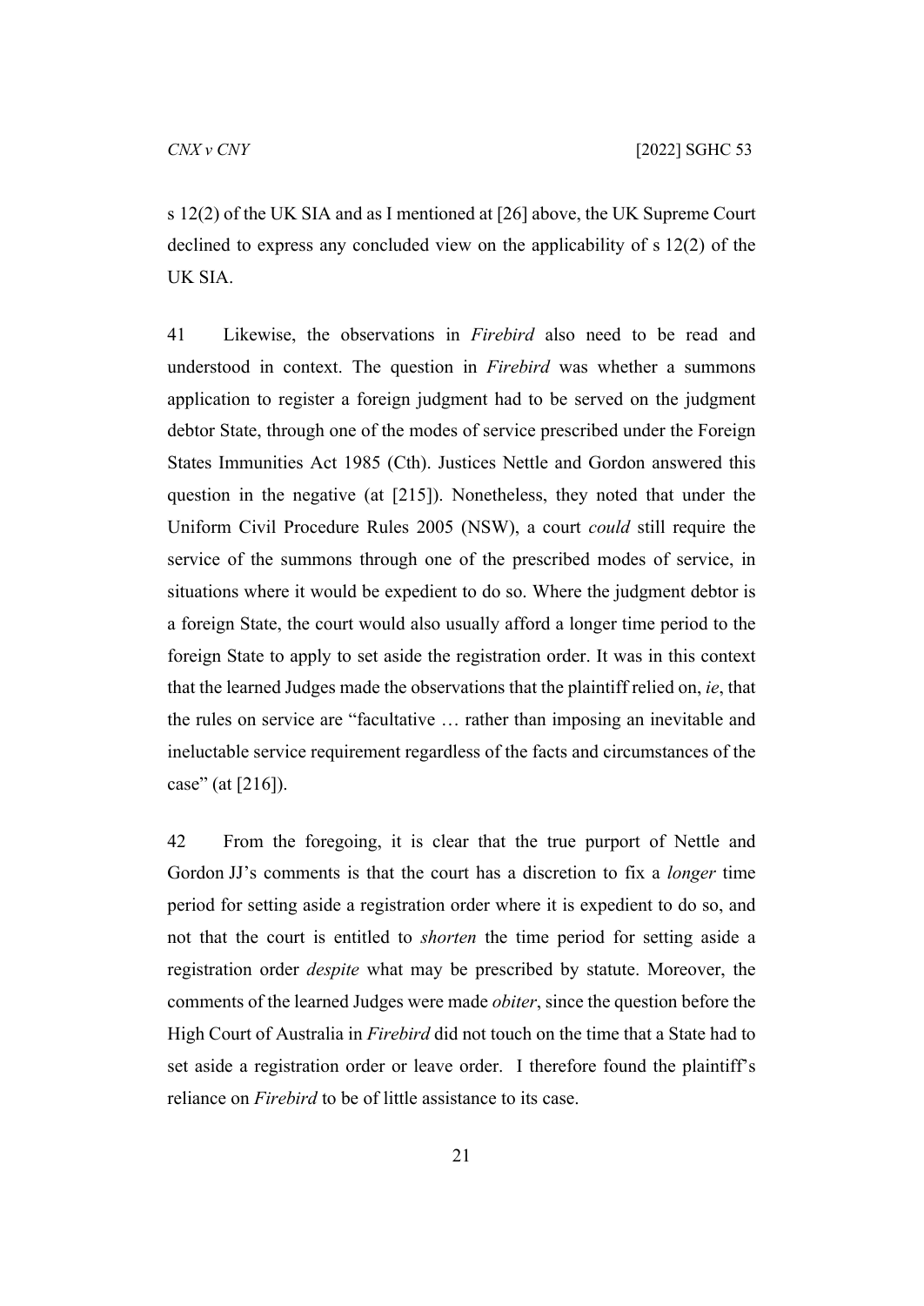s 12(2) of the UK SIA and as I mentioned at [26] above, the UK Supreme Court declined to express any concluded view on the applicability of s 12(2) of the UK SIA.

41 Likewise, the observations in *Firebird* also need to be read and understood in context. The question in *Firebird* was whether a summons application to register a foreign judgment had to be served on the judgment debtor State, through one of the modes of service prescribed under the Foreign States Immunities Act 1985 (Cth). Justices Nettle and Gordon answered this question in the negative (at [215]). Nonetheless, they noted that under the Uniform Civil Procedure Rules 2005 (NSW), a court *could* still require the service of the summons through one of the prescribed modes of service, in situations where it would be expedient to do so. Where the judgment debtor is a foreign State, the court would also usually afford a longer time period to the foreign State to apply to set aside the registration order. It was in this context that the learned Judges made the observations that the plaintiff relied on, *ie*, that the rules on service are "facultative … rather than imposing an inevitable and ineluctable service requirement regardless of the facts and circumstances of the case" (at [216]).

42 From the foregoing, it is clear that the true purport of Nettle and Gordon JJ's comments is that the court has a discretion to fix a *longer* time period for setting aside a registration order where it is expedient to do so, and not that the court is entitled to *shorten* the time period for setting aside a registration order *despite* what may be prescribed by statute. Moreover, the comments of the learned Judges were made *obiter*, since the question before the High Court of Australia in *Firebird* did not touch on the time that a State had to set aside a registration order or leave order. I therefore found the plaintiff's reliance on *Firebird* to be of little assistance to its case.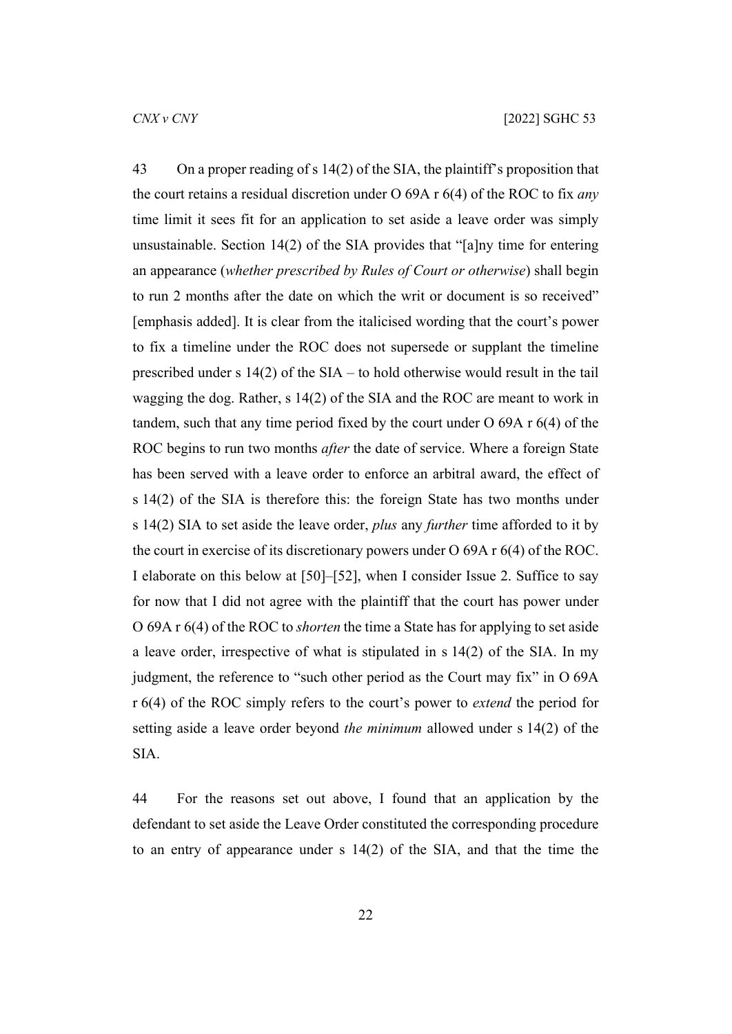43 On a proper reading of s 14(2) of the SIA, the plaintiff's proposition that the court retains a residual discretion under O 69A r 6(4) of the ROC to fix *any* time limit it sees fit for an application to set aside a leave order was simply unsustainable. Section 14(2) of the SIA provides that "[a]ny time for entering an appearance (*whether prescribed by Rules of Court or otherwise*) shall begin to run 2 months after the date on which the writ or document is so received" [emphasis added]. It is clear from the italicised wording that the court's power to fix a timeline under the ROC does not supersede or supplant the timeline prescribed under s 14(2) of the SIA – to hold otherwise would result in the tail wagging the dog. Rather, s 14(2) of the SIA and the ROC are meant to work in tandem, such that any time period fixed by the court under O 69A r 6(4) of the ROC begins to run two months *after* the date of service. Where a foreign State has been served with a leave order to enforce an arbitral award, the effect of s 14(2) of the SIA is therefore this: the foreign State has two months under s 14(2) SIA to set aside the leave order, *plus* any *further* time afforded to it by the court in exercise of its discretionary powers under O 69A r 6(4) of the ROC. I elaborate on this below at [50]–[52], when I consider Issue 2. Suffice to say for now that I did not agree with the plaintiff that the court has power under O 69A r 6(4) of the ROC to *shorten* the time a State has for applying to set aside a leave order, irrespective of what is stipulated in s 14(2) of the SIA. In my judgment, the reference to "such other period as the Court may fix" in O 69A r 6(4) of the ROC simply refers to the court's power to *extend* the period for setting aside a leave order beyond *the minimum* allowed under s 14(2) of the SIA.

44 For the reasons set out above, I found that an application by the defendant to set aside the Leave Order constituted the corresponding procedure to an entry of appearance under s 14(2) of the SIA, and that the time the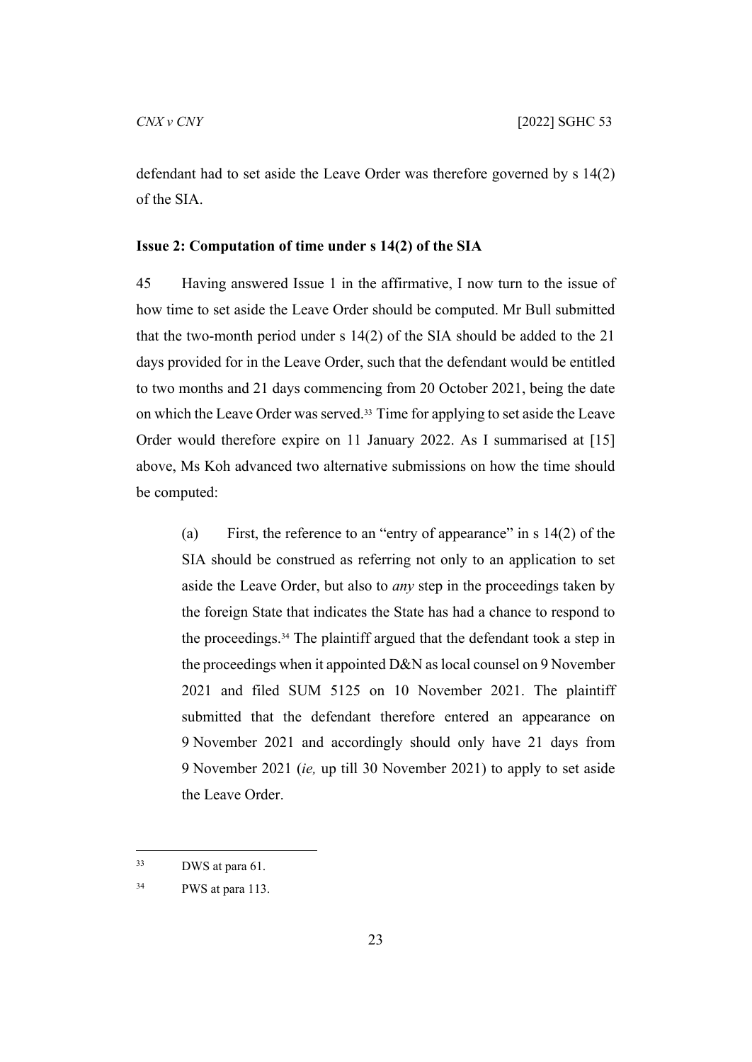defendant had to set aside the Leave Order was therefore governed by s 14(2) of the SIA.

**Issue 2: Computation of time under s 14(2) of the SIA**

45 Having answered Issue 1 in the affirmative, I now turn to the issue of how time to set aside the Leave Order should be computed. Mr Bull submitted that the two-month period under s 14(2) of the SIA should be added to the 21 days provided for in the Leave Order, such that the defendant would be entitled to two months and 21 days commencing from 20 October 2021, being the date on which the Leave Order was served.[33] Time for applying to set aside the Leave Order would therefore expire on 11 January 2022. As I summarised at [15] above, Ms Koh advanced two alternative submissions on how the time should be computed:

> (a) First, the reference to an "entry of appearance" in s 14(2) of the SIA should be construed as referring not only to an application to set aside the Leave Order, but also to *any* step in the proceedings taken by the foreign State that indicates the State has had a chance to respond to the proceedings.[34] The plaintiff argued that the defendant took a step in the proceedings when it appointed D&N as local counsel on 9 November 2021 and filed SUM 5125 on 10 November 2021. The plaintiff submitted that the defendant therefore entered an appearance on 9 November 2021 and accordingly should only have 21 days from 9 November 2021 (*ie,* up till 30 November 2021) to apply to set aside the Leave Order.

---

[33] DWS at para 61.

[34] PWS at para 113.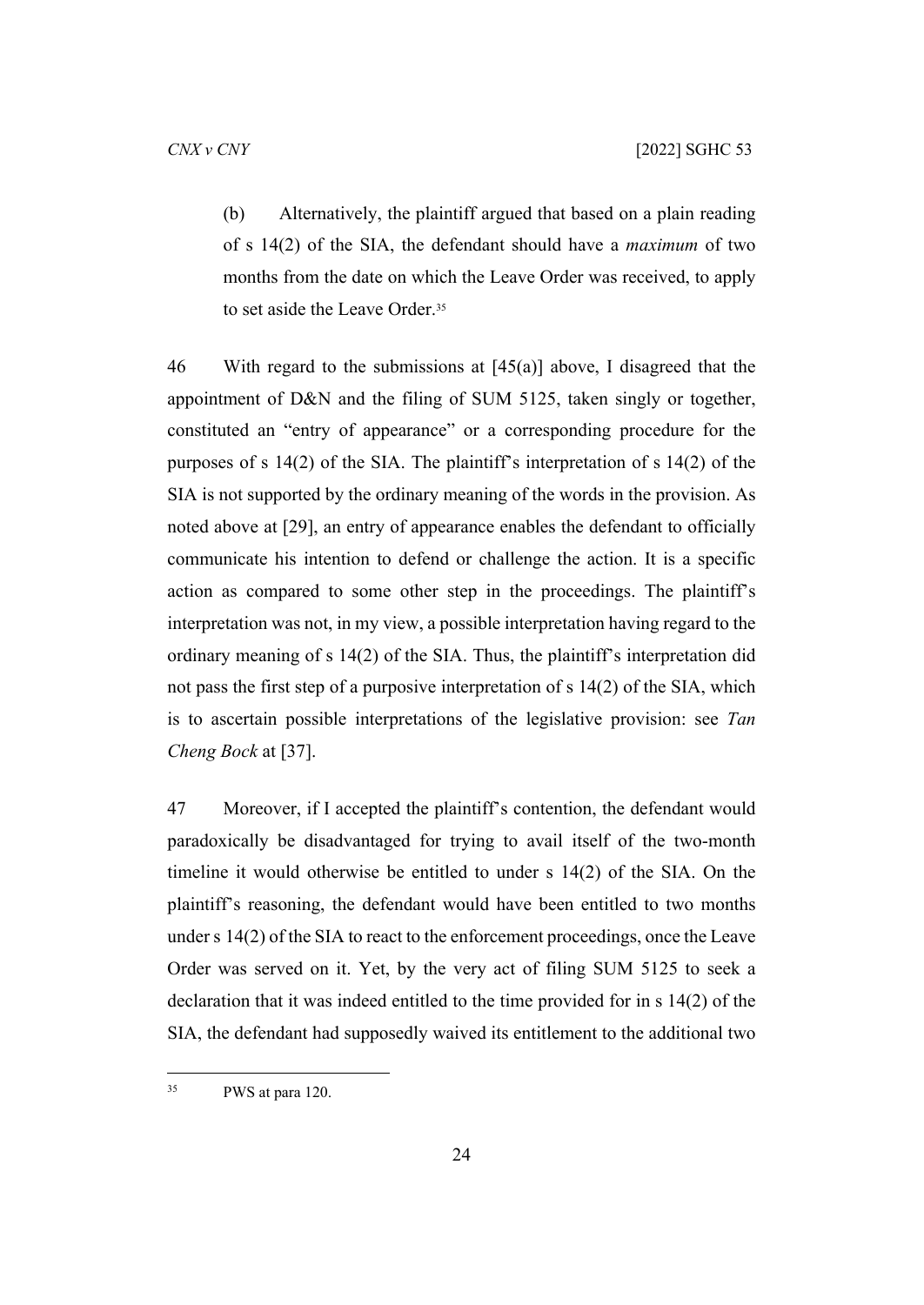(b) Alternatively, the plaintiff argued that based on a plain reading of s 14(2) of the SIA, the defendant should have a *maximum* of two months from the date on which the Leave Order was received, to apply to set aside the Leave Order.[35]

46 With regard to the submissions at [45(a)] above, I disagreed that the appointment of D&N and the filing of SUM 5125, taken singly or together, constituted an "entry of appearance" or a corresponding procedure for the purposes of s 14(2) of the SIA. The plaintiff's interpretation of s 14(2) of the SIA is not supported by the ordinary meaning of the words in the provision. As noted above at [29], an entry of appearance enables the defendant to officially communicate his intention to defend or challenge the action. It is a specific action as compared to some other step in the proceedings. The plaintiff's interpretation was not, in my view, a possible interpretation having regard to the ordinary meaning of s 14(2) of the SIA. Thus, the plaintiff's interpretation did not pass the first step of a purposive interpretation of s 14(2) of the SIA, which is to ascertain possible interpretations of the legislative provision: see *Tan Cheng Bock* at [37].

47 Moreover, if I accepted the plaintiff's contention, the defendant would paradoxically be disadvantaged for trying to avail itself of the two-month timeline it would otherwise be entitled to under s 14(2) of the SIA. On the plaintiff's reasoning, the defendant would have been entitled to two months under s 14(2) of the SIA to react to the enforcement proceedings, once the Leave Order was served on it. Yet, by the very act of filing SUM 5125 to seek a declaration that it was indeed entitled to the time provided for in s 14(2) of the SIA, the defendant had supposedly waived its entitlement to the additional two

---

[35] PWS at para 120.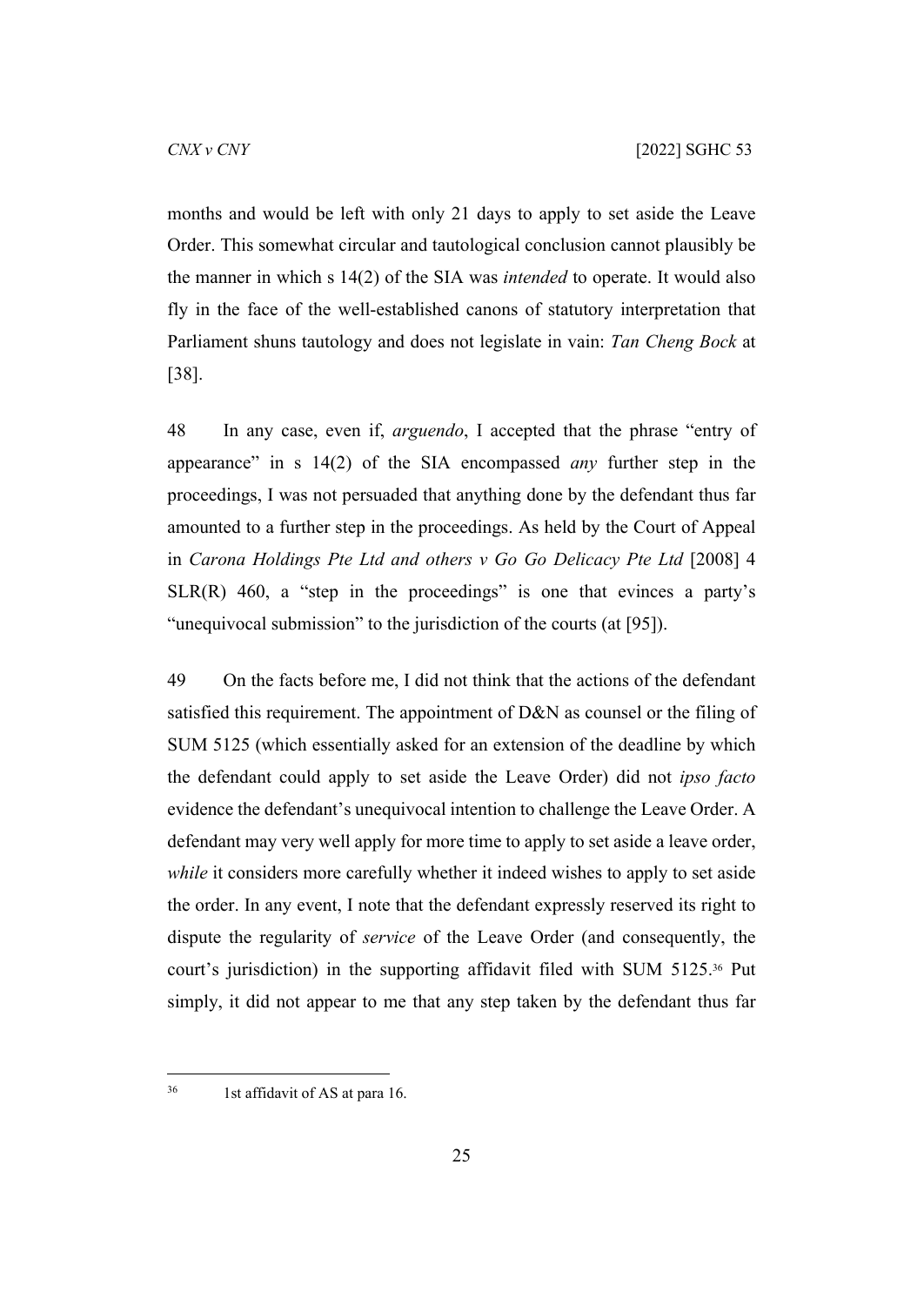months and would be left with only 21 days to apply to set aside the Leave Order. This somewhat circular and tautological conclusion cannot plausibly be the manner in which s 14(2) of the SIA was *intended* to operate. It would also fly in the face of the well-established canons of statutory interpretation that Parliament shuns tautology and does not legislate in vain: *Tan Cheng Bock* at [38].

48 In any case, even if, *arguendo*, I accepted that the phrase "entry of appearance" in s 14(2) of the SIA encompassed *any* further step in the proceedings, I was not persuaded that anything done by the defendant thus far amounted to a further step in the proceedings. As held by the Court of Appeal in *Carona Holdings Pte Ltd and others v Go Go Delicacy Pte Ltd* [2008] 4 SLR(R) 460, a "step in the proceedings" is one that evinces a party's "unequivocal submission" to the jurisdiction of the courts (at [95]).

49 On the facts before me, I did not think that the actions of the defendant satisfied this requirement. The appointment of D&N as counsel or the filing of SUM 5125 (which essentially asked for an extension of the deadline by which the defendant could apply to set aside the Leave Order) did not *ipso facto* evidence the defendant's unequivocal intention to challenge the Leave Order. A defendant may very well apply for more time to apply to set aside a leave order, *while* it considers more carefully whether it indeed wishes to apply to set aside the order. In any event, I note that the defendant expressly reserved its right to dispute the regularity of *service* of the Leave Order (and consequently, the court's jurisdiction) in the supporting affidavit filed with SUM 5125.[36] Put simply, it did not appear to me that any step taken by the defendant thus far

[36] 1st affidavit of AS at para 16.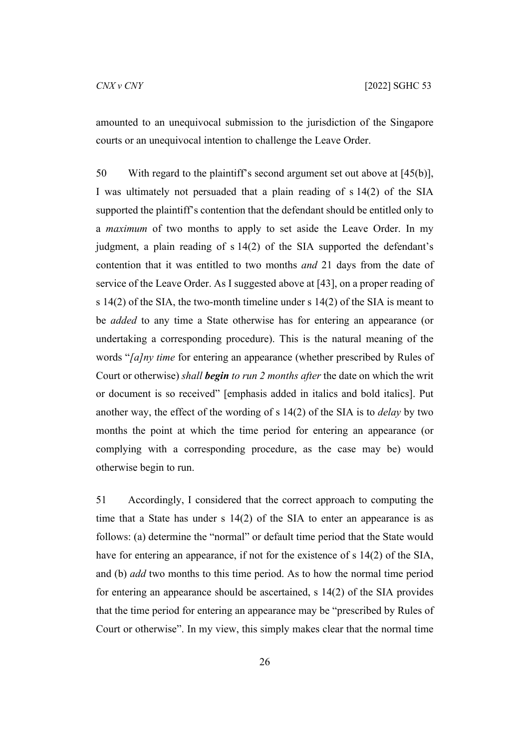amounted to an unequivocal submission to the jurisdiction of the Singapore courts or an unequivocal intention to challenge the Leave Order.

50 With regard to the plaintiff's second argument set out above at [45(b)], I was ultimately not persuaded that a plain reading of s 14(2) of the SIA supported the plaintiff's contention that the defendant should be entitled only to a *maximum* of two months to apply to set aside the Leave Order. In my judgment, a plain reading of s 14(2) of the SIA supported the defendant's contention that it was entitled to two months *and* 21 days from the date of service of the Leave Order. As I suggested above at [43], on a proper reading of s 14(2) of the SIA, the two-month timeline under s 14(2) of the SIA is meant to be *added* to any time a State otherwise has for entering an appearance (or undertaking a corresponding procedure). This is the natural meaning of the words "*[a]ny time* for entering an appearance (whether prescribed by Rules of Court or otherwise) *shall* ***begin*** *to run 2 months after* the date on which the writ or document is so received" [emphasis added in italics and bold italics]. Put another way, the effect of the wording of s 14(2) of the SIA is to *delay* by two months the point at which the time period for entering an appearance (or complying with a corresponding procedure, as the case may be) would otherwise begin to run.

51 Accordingly, I considered that the correct approach to computing the time that a State has under s 14(2) of the SIA to enter an appearance is as follows: (a) determine the "normal" or default time period that the State would have for entering an appearance, if not for the existence of s 14(2) of the SIA, and (b) *add* two months to this time period. As to how the normal time period for entering an appearance should be ascertained, s 14(2) of the SIA provides that the time period for entering an appearance may be "prescribed by Rules of Court or otherwise". In my view, this simply makes clear that the normal time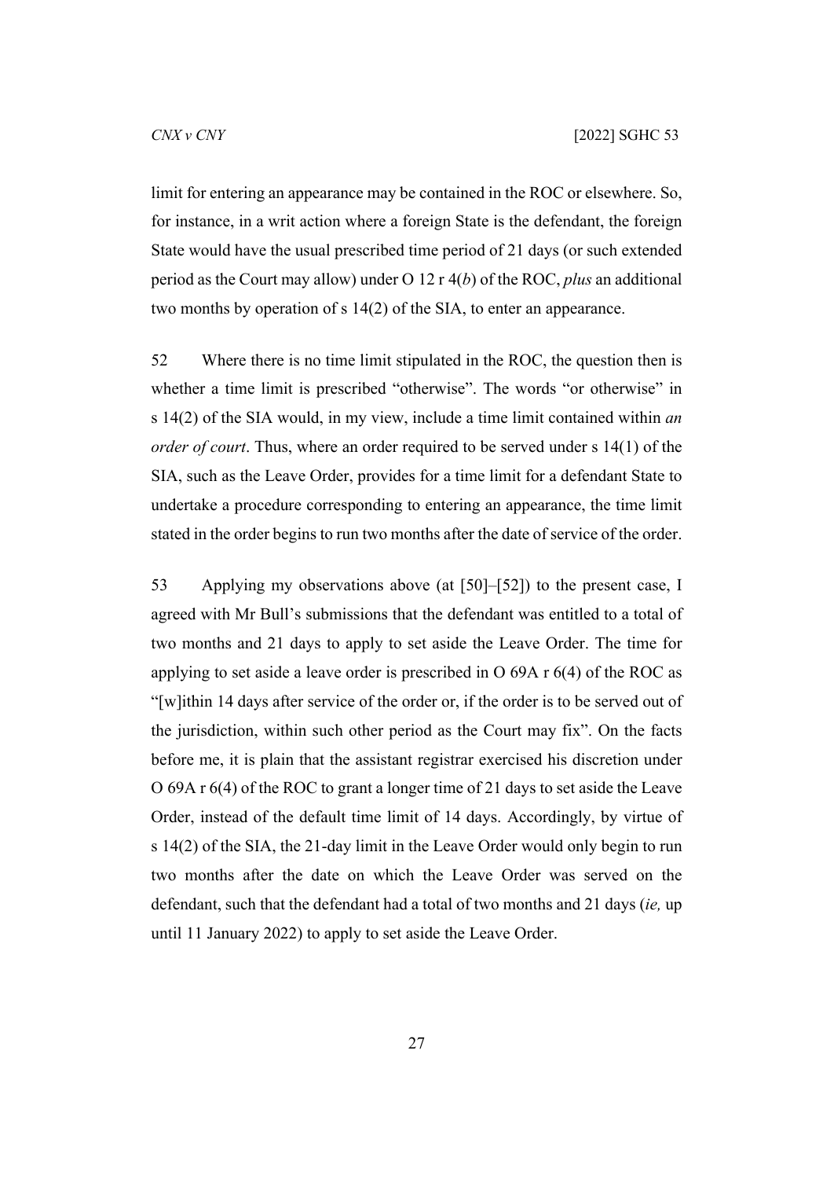limit for entering an appearance may be contained in the ROC or elsewhere. So, for instance, in a writ action where a foreign State is the defendant, the foreign State would have the usual prescribed time period of 21 days (or such extended period as the Court may allow) under O 12 r 4(*b*) of the ROC, *plus* an additional two months by operation of s 14(2) of the SIA, to enter an appearance.

52 Where there is no time limit stipulated in the ROC, the question then is whether a time limit is prescribed "otherwise". The words "or otherwise" in s 14(2) of the SIA would, in my view, include a time limit contained within *an order of court*. Thus, where an order required to be served under s 14(1) of the SIA, such as the Leave Order, provides for a time limit for a defendant State to undertake a procedure corresponding to entering an appearance, the time limit stated in the order begins to run two months after the date of service of the order.

53 Applying my observations above (at [50]–[52]) to the present case, I agreed with Mr Bull's submissions that the defendant was entitled to a total of two months and 21 days to apply to set aside the Leave Order. The time for applying to set aside a leave order is prescribed in O 69A r 6(4) of the ROC as "[w]ithin 14 days after service of the order or, if the order is to be served out of the jurisdiction, within such other period as the Court may fix". On the facts before me, it is plain that the assistant registrar exercised his discretion under O 69A r 6(4) of the ROC to grant a longer time of 21 days to set aside the Leave Order, instead of the default time limit of 14 days. Accordingly, by virtue of s 14(2) of the SIA, the 21-day limit in the Leave Order would only begin to run two months after the date on which the Leave Order was served on the defendant, such that the defendant had a total of two months and 21 days (*ie,* up until 11 January 2022) to apply to set aside the Leave Order.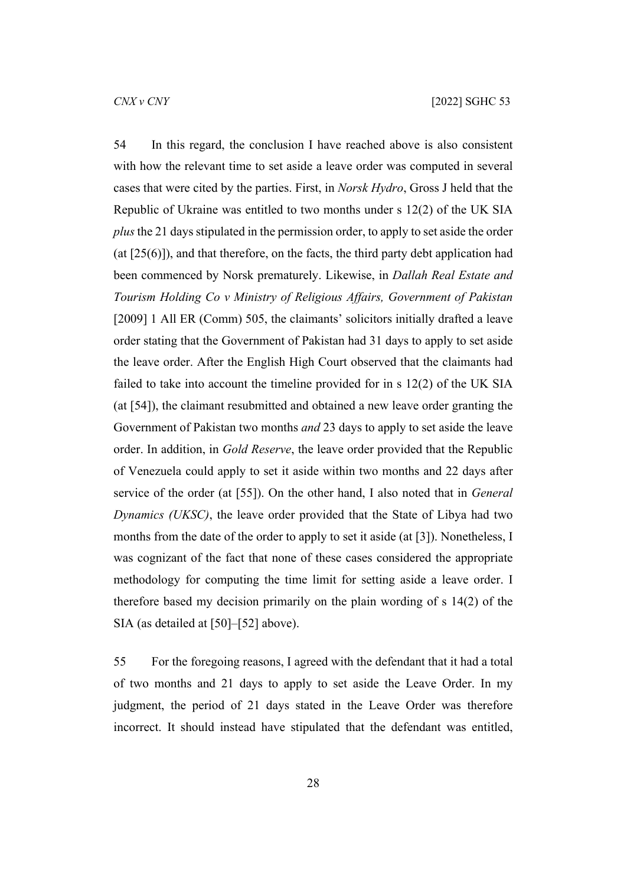54 In this regard, the conclusion I have reached above is also consistent with how the relevant time to set aside a leave order was computed in several cases that were cited by the parties. First, in *Norsk Hydro*, Gross J held that the Republic of Ukraine was entitled to two months under s 12(2) of the UK SIA *plus* the 21 days stipulated in the permission order, to apply to set aside the order (at [25(6)]), and that therefore, on the facts, the third party debt application had been commenced by Norsk prematurely. Likewise, in *Dallah Real Estate and Tourism Holding Co v Ministry of Religious Affairs, Government of Pakistan* [2009] 1 All ER (Comm) 505, the claimants' solicitors initially drafted a leave order stating that the Government of Pakistan had 31 days to apply to set aside the leave order. After the English High Court observed that the claimants had failed to take into account the timeline provided for in s 12(2) of the UK SIA (at [54]), the claimant resubmitted and obtained a new leave order granting the Government of Pakistan two months *and* 23 days to apply to set aside the leave order. In addition, in *Gold Reserve*, the leave order provided that the Republic of Venezuela could apply to set it aside within two months and 22 days after service of the order (at [55]). On the other hand, I also noted that in *General Dynamics (UKSC)*, the leave order provided that the State of Libya had two months from the date of the order to apply to set it aside (at [3]). Nonetheless, I was cognizant of the fact that none of these cases considered the appropriate methodology for computing the time limit for setting aside a leave order. I therefore based my decision primarily on the plain wording of s 14(2) of the SIA (as detailed at [50]–[52] above).

55 For the foregoing reasons, I agreed with the defendant that it had a total of two months and 21 days to apply to set aside the Leave Order. In my judgment, the period of 21 days stated in the Leave Order was therefore incorrect. It should instead have stipulated that the defendant was entitled,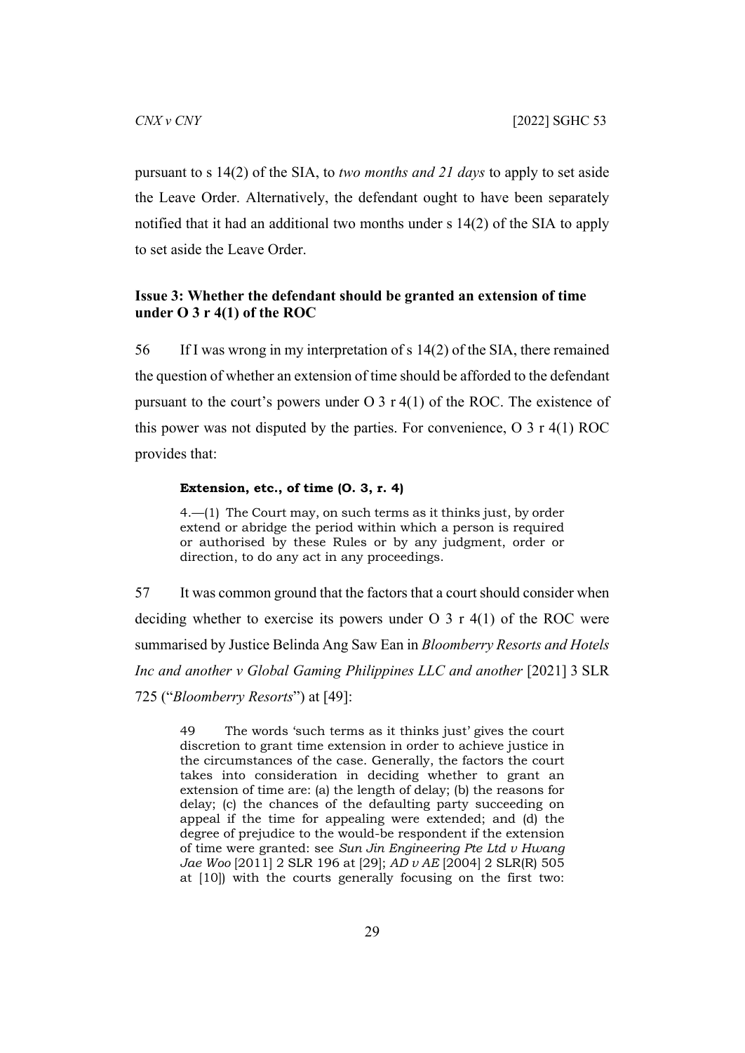pursuant to s 14(2) of the SIA, to *two months and 21 days* to apply to set aside the Leave Order. Alternatively, the defendant ought to have been separately notified that it had an additional two months under s 14(2) of the SIA to apply to set aside the Leave Order.

### Issue 3: Whether the defendant should be granted an extension of time under O 3 r 4(1) of the ROC

56 If I was wrong in my interpretation of s 14(2) of the SIA, there remained the question of whether an extension of time should be afforded to the defendant pursuant to the court's powers under O 3 r 4(1) of the ROC. The existence of this power was not disputed by the parties. For convenience, O 3 r 4(1) ROC provides that:

> **Extension, etc., of time (O. 3, r. 4)**
>
> 4.—(1) The Court may, on such terms as it thinks just, by order extend or abridge the period within which a person is required or authorised by these Rules or by any judgment, order or direction, to do any act in any proceedings.

57 It was common ground that the factors that a court should consider when deciding whether to exercise its powers under O 3 r 4(1) of the ROC were summarised by Justice Belinda Ang Saw Ean in *Bloomberry Resorts and Hotels Inc and another v Global Gaming Philippines LLC and another* [2021] 3 SLR 725 ("*Bloomberry Resorts*") at [49]:

> 49 The words 'such terms as it thinks just' gives the court discretion to grant time extension in order to achieve justice in the circumstances of the case. Generally, the factors the court takes into consideration in deciding whether to grant an extension of time are: (a) the length of delay; (b) the reasons for delay; (c) the chances of the defaulting party succeeding on appeal if the time for appealing were extended; and (d) the degree of prejudice to the would-be respondent if the extension of time were granted: see *Sun Jin Engineering Pte Ltd v Hwang Jae Woo* [2011] 2 SLR 196 at [29]; *AD v AE* [2004] 2 SLR(R) 505 at [10]) with the courts generally focusing on the first two: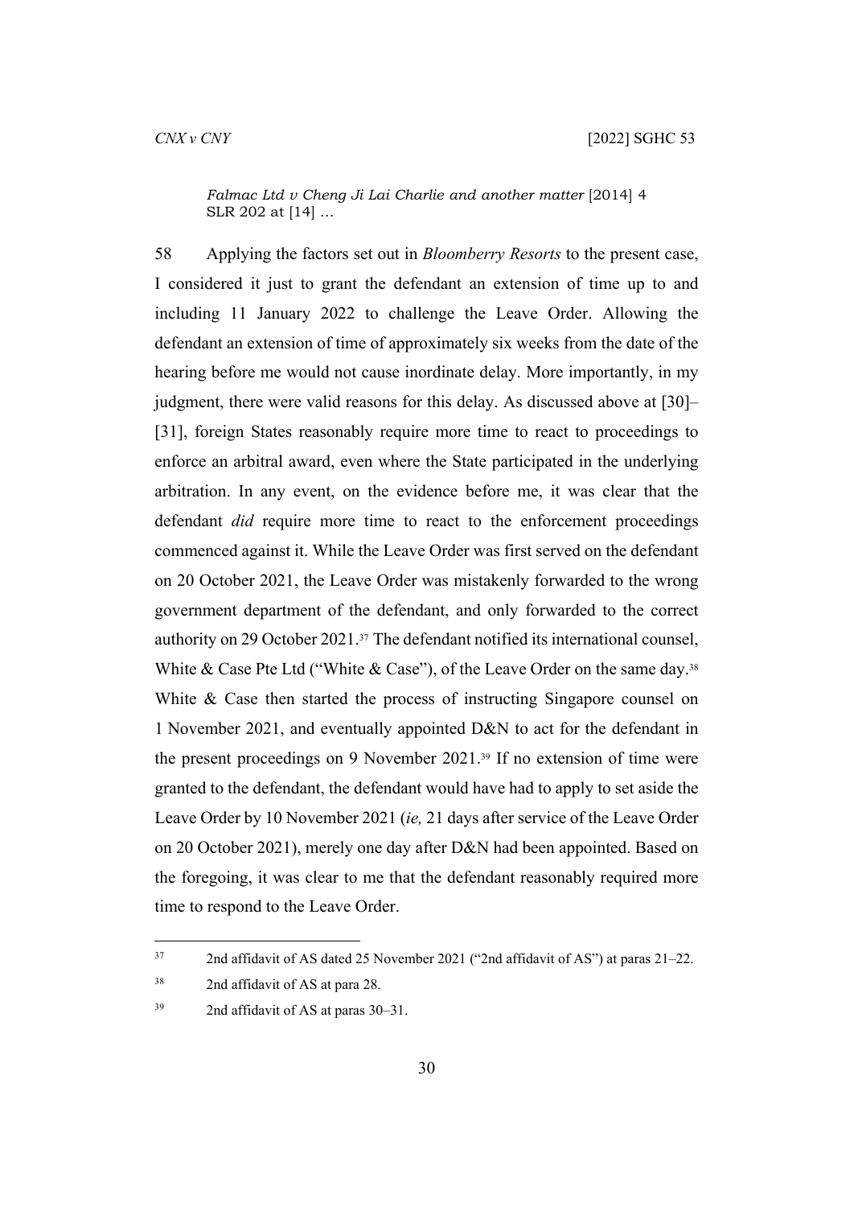> *Falmac Ltd v Cheng Ji Lai Charlie and another matter* [2014] 4 SLR 202 at [14] …

58 Applying the factors set out in *Bloomberry Resorts* to the present case, I considered it just to grant the defendant an extension of time up to and including 11 January 2022 to challenge the Leave Order. Allowing the defendant an extension of time of approximately six weeks from the date of the hearing before me would not cause inordinate delay. More importantly, in my judgment, there were valid reasons for this delay. As discussed above at [30]–[31], foreign States reasonably require more time to react to proceedings to enforce an arbitral award, even where the State participated in the underlying arbitration. In any event, on the evidence before me, it was clear that the defendant *did* require more time to react to the enforcement proceedings commenced against it. While the Leave Order was first served on the defendant on 20 October 2021, the Leave Order was mistakenly forwarded to the wrong government department of the defendant, and only forwarded to the correct authority on 29 October 2021.[37] The defendant notified its international counsel, White & Case Pte Ltd ("White & Case"), of the Leave Order on the same day.[38] White & Case then started the process of instructing Singapore counsel on 1 November 2021, and eventually appointed D&N to act for the defendant in the present proceedings on 9 November 2021.[39] If no extension of time were granted to the defendant, the defendant would have had to apply to set aside the Leave Order by 10 November 2021 (*ie,* 21 days after service of the Leave Order on 20 October 2021), merely one day after D&N had been appointed. Based on the foregoing, it was clear to me that the defendant reasonably required more time to respond to the Leave Order.

---

[37] 2nd affidavit of AS dated 25 November 2021 ("2nd affidavit of AS") at paras 21–22.

[38] 2nd affidavit of AS at para 28.

[39] 2nd affidavit of AS at paras 30–31.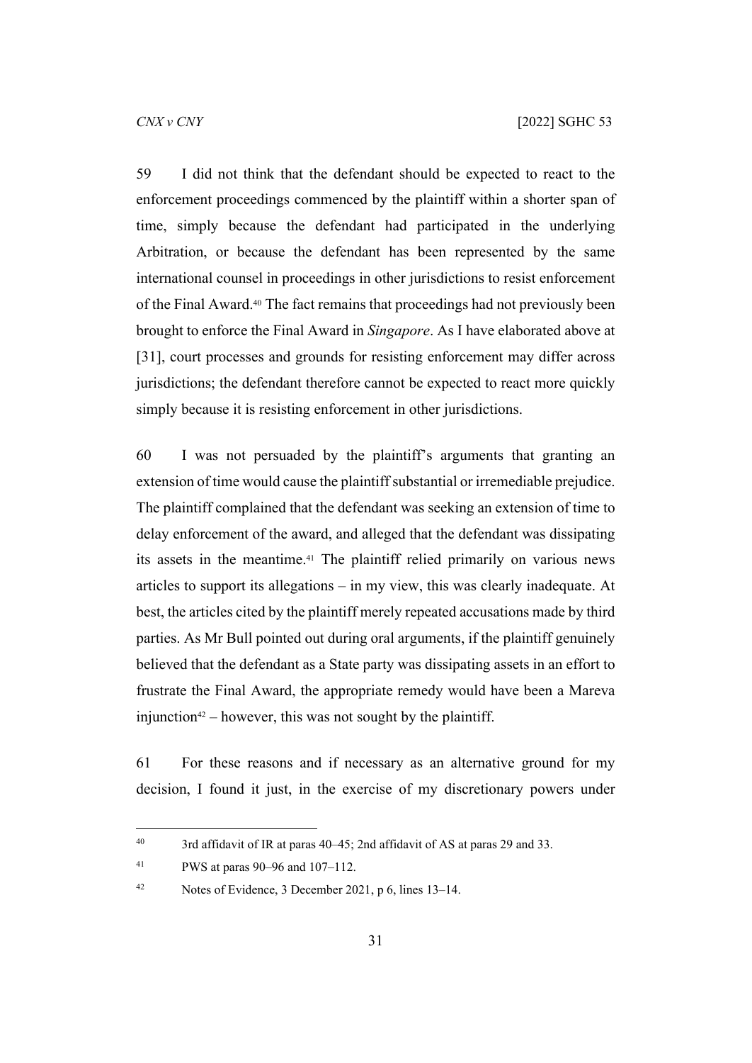59 I did not think that the defendant should be expected to react to the enforcement proceedings commenced by the plaintiff within a shorter span of time, simply because the defendant had participated in the underlying Arbitration, or because the defendant has been represented by the same international counsel in proceedings in other jurisdictions to resist enforcement of the Final Award.[40] The fact remains that proceedings had not previously been brought to enforce the Final Award in *Singapore*. As I have elaborated above at [31], court processes and grounds for resisting enforcement may differ across jurisdictions; the defendant therefore cannot be expected to react more quickly simply because it is resisting enforcement in other jurisdictions.

60 I was not persuaded by the plaintiff's arguments that granting an extension of time would cause the plaintiff substantial or irremediable prejudice. The plaintiff complained that the defendant was seeking an extension of time to delay enforcement of the award, and alleged that the defendant was dissipating its assets in the meantime.[41] The plaintiff relied primarily on various news articles to support its allegations – in my view, this was clearly inadequate. At best, the articles cited by the plaintiff merely repeated accusations made by third parties. As Mr Bull pointed out during oral arguments, if the plaintiff genuinely believed that the defendant as a State party was dissipating assets in an effort to frustrate the Final Award, the appropriate remedy would have been a Mareva injunction[42] – however, this was not sought by the plaintiff.

61 For these reasons and if necessary as an alternative ground for my decision, I found it just, in the exercise of my discretionary powers under

---

[40] 3rd affidavit of IR at paras 40–45; 2nd affidavit of AS at paras 29 and 33.

[41] PWS at paras 90–96 and 107–112.

[42] Notes of Evidence, 3 December 2021, p 6, lines 13–14.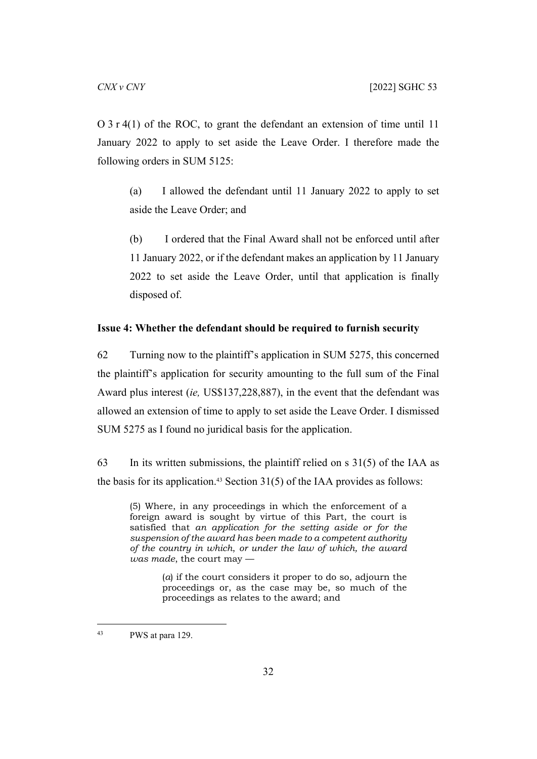O 3 r 4(1) of the ROC, to grant the defendant an extension of time until 11 January 2022 to apply to set aside the Leave Order. I therefore made the following orders in SUM 5125:

> (a) I allowed the defendant until 11 January 2022 to apply to set aside the Leave Order; and
>
> (b) I ordered that the Final Award shall not be enforced until after 11 January 2022, or if the defendant makes an application by 11 January 2022 to set aside the Leave Order, until that application is finally disposed of.

**Issue 4: Whether the defendant should be required to furnish security**

62 Turning now to the plaintiff's application in SUM 5275, this concerned the plaintiff's application for security amounting to the full sum of the Final Award plus interest (*ie,* US$137,228,887), in the event that the defendant was allowed an extension of time to apply to set aside the Leave Order. I dismissed SUM 5275 as I found no juridical basis for the application.

63 In its written submissions, the plaintiff relied on s 31(5) of the IAA as the basis for its application.[43] Section 31(5) of the IAA provides as follows:

> (5) Where, in any proceedings in which the enforcement of a foreign award is sought by virtue of this Part, the court is satisfied that *an application for the setting aside or for the suspension of the award has been made to a competent authority of the country in which, or under the law of which, the award was made*, the court may —
>
> > (*a*) if the court considers it proper to do so, adjourn the proceedings or, as the case may be, so much of the proceedings as relates to the award; and

[43] PWS at para 129.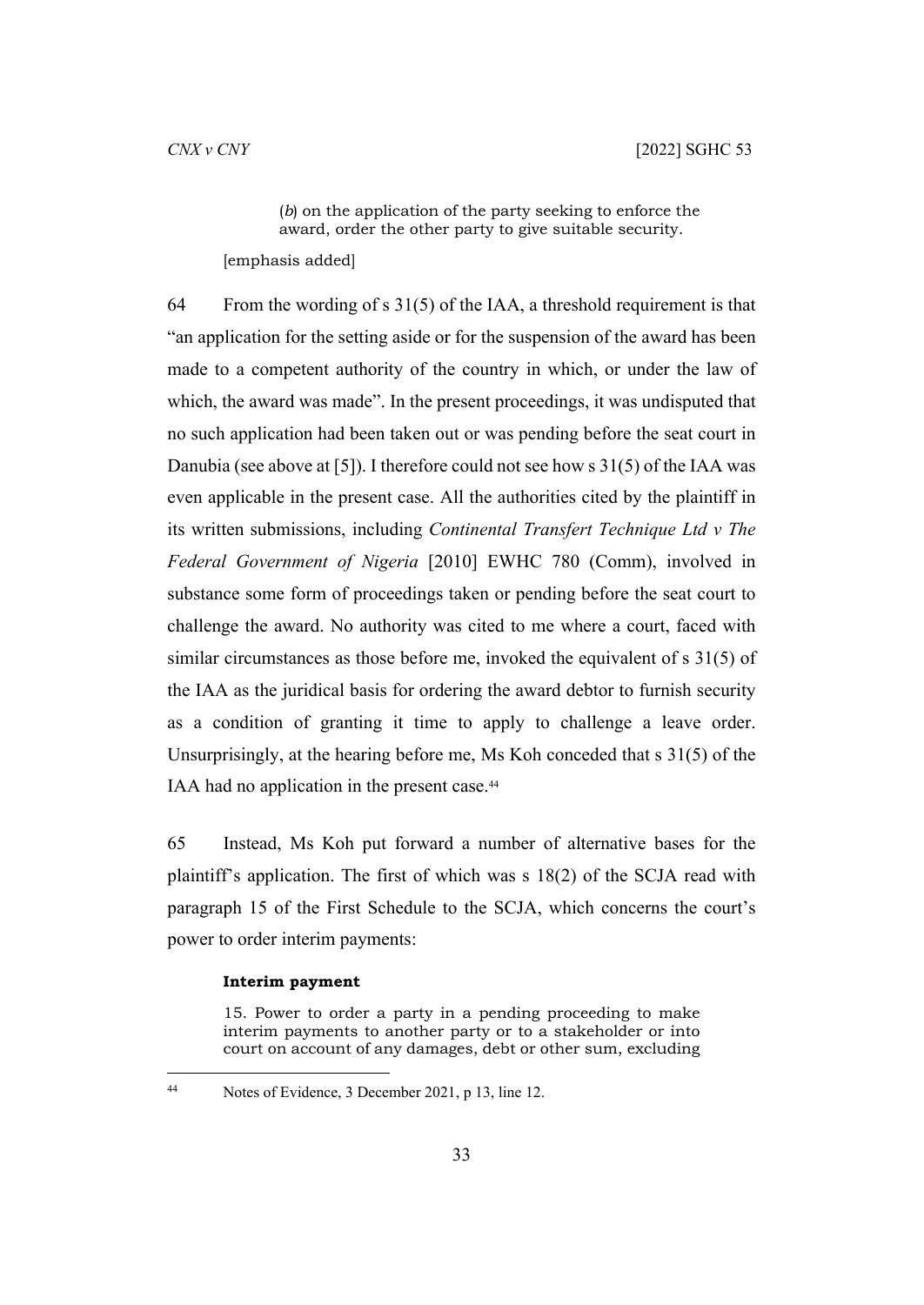> (*b*) on the application of the party seeking to enforce the award, order the other party to give suitable security.
>
> [emphasis added]

64 From the wording of s 31(5) of the IAA, a threshold requirement is that "an application for the setting aside or for the suspension of the award has been made to a competent authority of the country in which, or under the law of which, the award was made". In the present proceedings, it was undisputed that no such application had been taken out or was pending before the seat court in Danubia (see above at [5]). I therefore could not see how s 31(5) of the IAA was even applicable in the present case. All the authorities cited by the plaintiff in its written submissions, including *Continental Transfert Technique Ltd v The Federal Government of Nigeria* [2010] EWHC 780 (Comm), involved in substance some form of proceedings taken or pending before the seat court to challenge the award. No authority was cited to me where a court, faced with similar circumstances as those before me, invoked the equivalent of s 31(5) of the IAA as the juridical basis for ordering the award debtor to furnish security as a condition of granting it time to apply to challenge a leave order. Unsurprisingly, at the hearing before me, Ms Koh conceded that s 31(5) of the IAA had no application in the present case.[44]

65 Instead, Ms Koh put forward a number of alternative bases for the plaintiff's application. The first of which was s 18(2) of the SCJA read with paragraph 15 of the First Schedule to the SCJA, which concerns the court's power to order interim payments:

> **Interim payment**
>
> 15. Power to order a party in a pending proceeding to make interim payments to another party or to a stakeholder or into court on account of any damages, debt or other sum, excluding

[44] Notes of Evidence, 3 December 2021, p 13, line 12.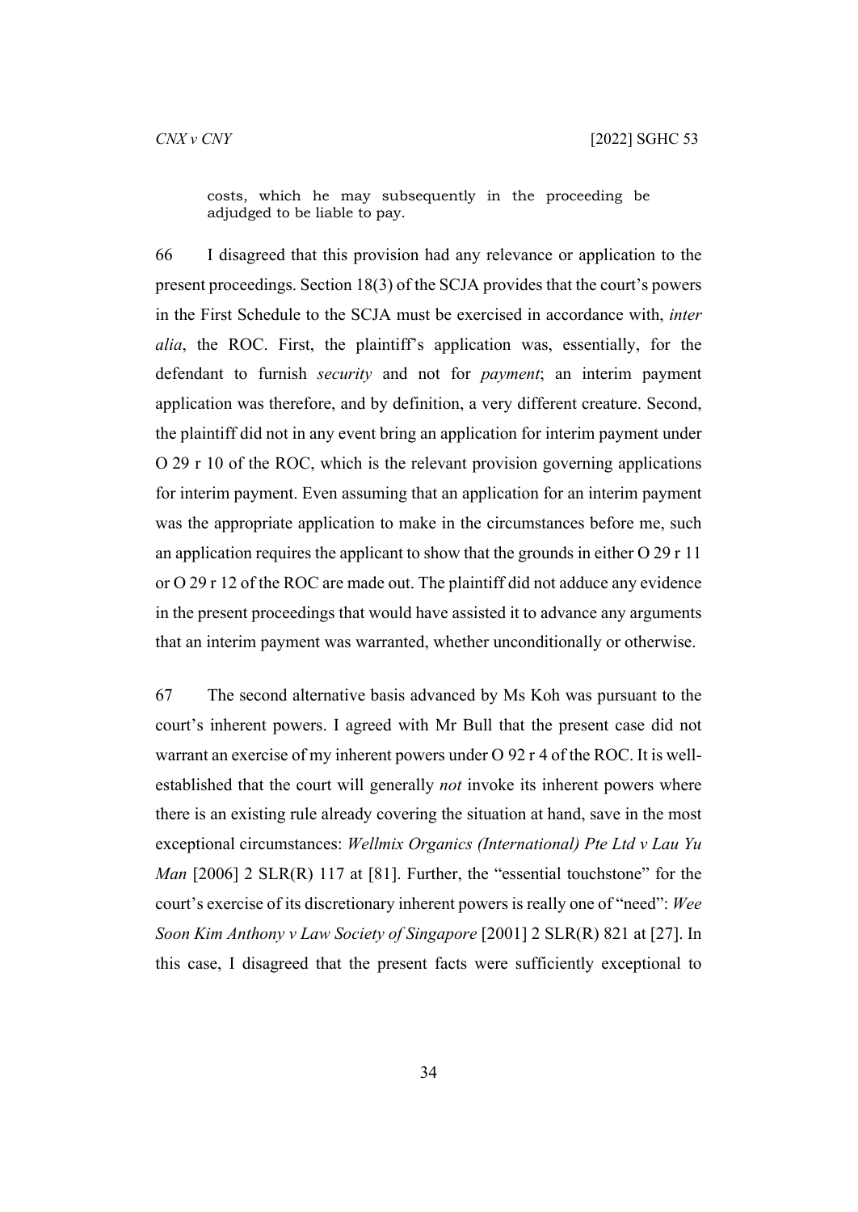> costs, which he may subsequently in the proceeding be adjudged to be liable to pay.

66 I disagreed that this provision had any relevance or application to the present proceedings. Section 18(3) of the SCJA provides that the court's powers in the First Schedule to the SCJA must be exercised in accordance with, *inter alia*, the ROC. First, the plaintiff's application was, essentially, for the defendant to furnish *security* and not for *payment*; an interim payment application was therefore, and by definition, a very different creature. Second, the plaintiff did not in any event bring an application for interim payment under O 29 r 10 of the ROC, which is the relevant provision governing applications for interim payment. Even assuming that an application for an interim payment was the appropriate application to make in the circumstances before me, such an application requires the applicant to show that the grounds in either O 29 r 11 or O 29 r 12 of the ROC are made out. The plaintiff did not adduce any evidence in the present proceedings that would have assisted it to advance any arguments that an interim payment was warranted, whether unconditionally or otherwise.

67 The second alternative basis advanced by Ms Koh was pursuant to the court's inherent powers. I agreed with Mr Bull that the present case did not warrant an exercise of my inherent powers under O 92 r 4 of the ROC. It is well-established that the court will generally *not* invoke its inherent powers where there is an existing rule already covering the situation at hand, save in the most exceptional circumstances: *Wellmix Organics (International) Pte Ltd v Lau Yu Man* [2006] 2 SLR(R) 117 at [81]. Further, the "essential touchstone" for the court's exercise of its discretionary inherent powers is really one of "need": *Wee Soon Kim Anthony v Law Society of Singapore* [2001] 2 SLR(R) 821 at [27]. In this case, I disagreed that the present facts were sufficiently exceptional to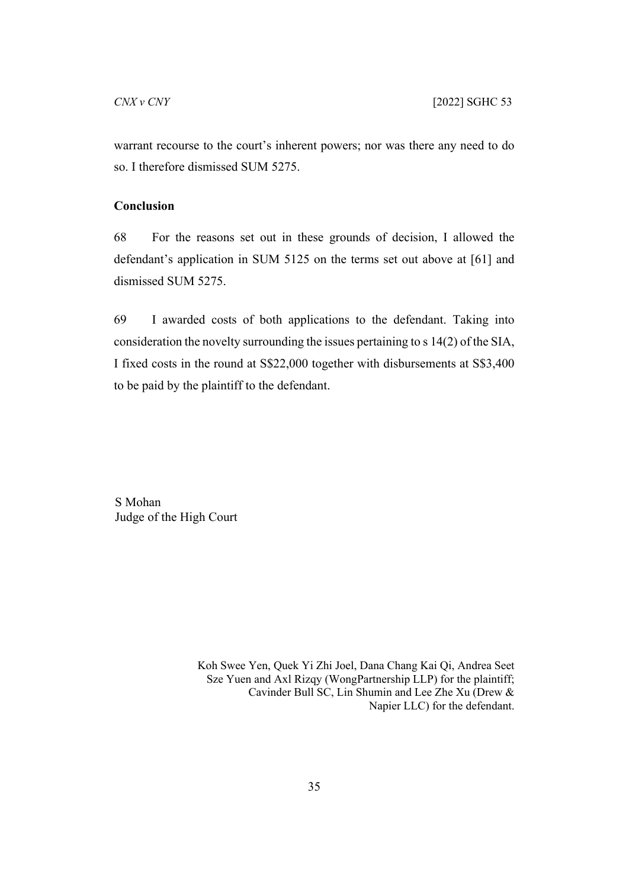warrant recourse to the court's inherent powers; nor was there any need to do so. I therefore dismissed SUM 5275.

## Conclusion

68 For the reasons set out in these grounds of decision, I allowed the defendant's application in SUM 5125 on the terms set out above at [61] and dismissed SUM 5275.

69 I awarded costs of both applications to the defendant. Taking into consideration the novelty surrounding the issues pertaining to s 14(2) of the SIA, I fixed costs in the round at S$22,000 together with disbursements at S$3,400 to be paid by the plaintiff to the defendant.

S Mohan
Judge of the High Court

Koh Swee Yen, Quek Yi Zhi Joel, Dana Chang Kai Qi, Andrea Seet Sze Yuen and Axl Rizqy (WongPartnership LLP) for the plaintiff;
Cavinder Bull SC, Lin Shumin and Lee Zhe Xu (Drew & Napier LLC) for the defendant.